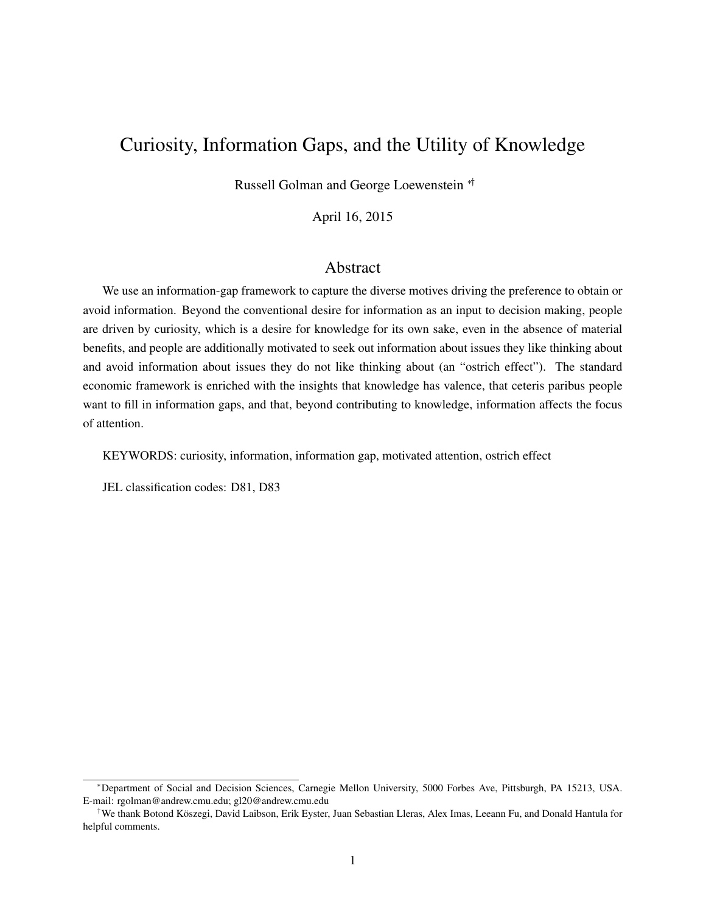# Curiosity, Information Gaps, and the Utility of Knowledge

Russell Golman and George Loewenstein [*†]

April 16, 2015

## Abstract

We use an information-gap framework to capture the diverse motives driving the preference to obtain or avoid information. Beyond the conventional desire for information as an input to decision making, people are driven by curiosity, which is a desire for knowledge for its own sake, even in the absence of material benefits, and people are additionally motivated to seek out information about issues they like thinking about and avoid information about issues they do not like thinking about (an "ostrich effect"). The standard economic framework is enriched with the insights that knowledge has valence, that ceteris paribus people want to fill in information gaps, and that, beyond contributing to knowledge, information affects the focus of attention.

KEYWORDS: curiosity, information, information gap, motivated attention, ostrich effect

JEL classification codes: D81, D83

---

[*] Department of Social and Decision Sciences, Carnegie Mellon University, 5000 Forbes Ave, Pittsburgh, PA 15213, USA. E-mail: rgolman@andrew.cmu.edu; gl20@andrew.cmu.edu

[†] We thank Botond Köszegi, David Laibson, Erik Eyster, Juan Sebastian Lleras, Alex Imas, Leeann Fu, and Donald Hantula for helpful comments.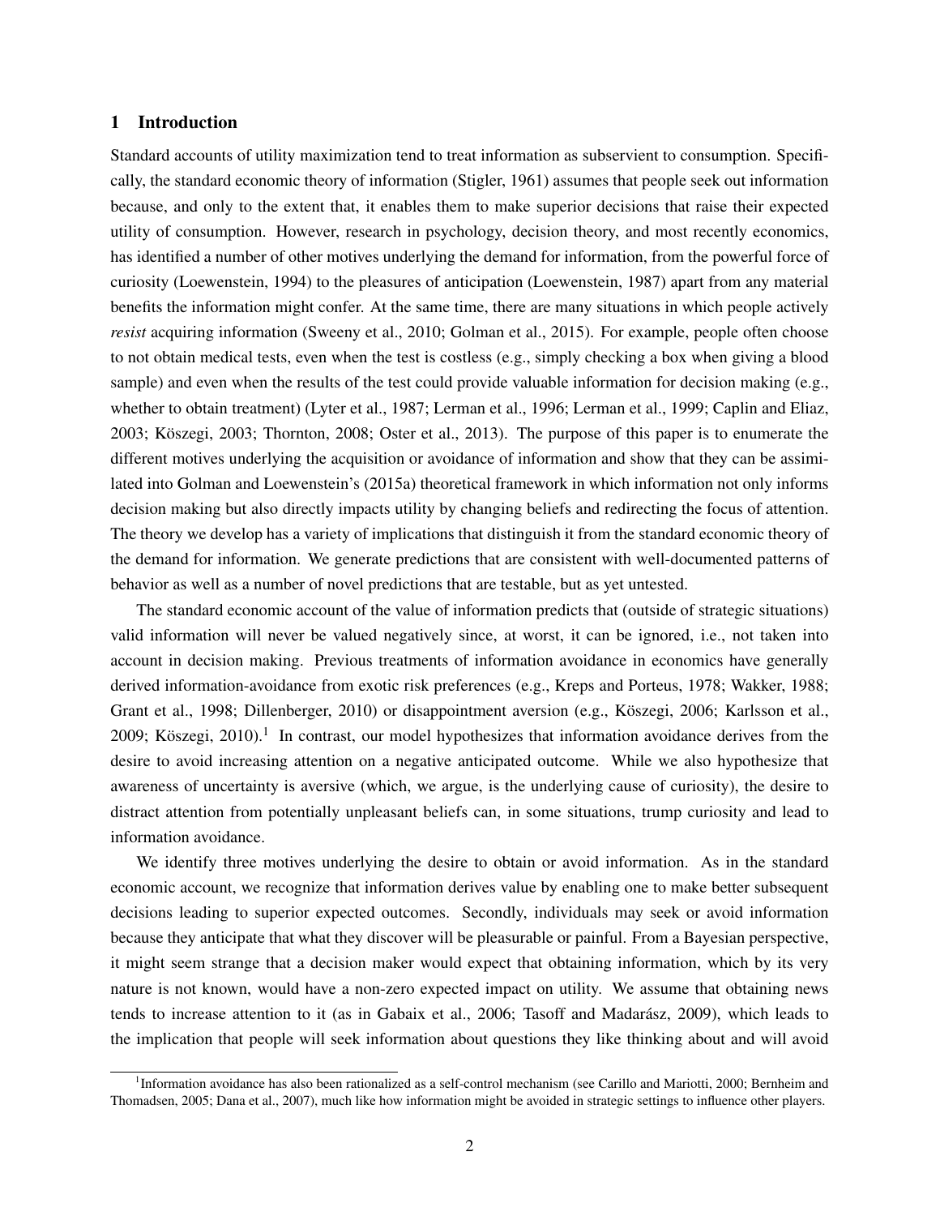## 1 Introduction

Standard accounts of utility maximization tend to treat information as subservient to consumption. Specifically, the standard economic theory of information (Stigler, 1961) assumes that people seek out information because, and only to the extent that, it enables them to make superior decisions that raise their expected utility of consumption. However, research in psychology, decision theory, and most recently economics, has identified a number of other motives underlying the demand for information, from the powerful force of curiosity (Loewenstein, 1994) to the pleasures of anticipation (Loewenstein, 1987) apart from any material benefits the information might confer. At the same time, there are many situations in which people actively *resist* acquiring information (Sweeny et al., 2010; Golman et al., 2015). For example, people often choose to not obtain medical tests, even when the test is costless (e.g., simply checking a box when giving a blood sample) and even when the results of the test could provide valuable information for decision making (e.g., whether to obtain treatment) (Lyter et al., 1987; Lerman et al., 1996; Lerman et al., 1999; Caplin and Eliaz, 2003; Köszegi, 2003; Thornton, 2008; Oster et al., 2013). The purpose of this paper is to enumerate the different motives underlying the acquisition or avoidance of information and show that they can be assimilated into Golman and Loewenstein's (2015a) theoretical framework in which information not only informs decision making but also directly impacts utility by changing beliefs and redirecting the focus of attention. The theory we develop has a variety of implications that distinguish it from the standard economic theory of the demand for information. We generate predictions that are consistent with well-documented patterns of behavior as well as a number of novel predictions that are testable, but as yet untested.

The standard economic account of the value of information predicts that (outside of strategic situations) valid information will never be valued negatively since, at worst, it can be ignored, i.e., not taken into account in decision making. Previous treatments of information avoidance in economics have generally derived information-avoidance from exotic risk preferences (e.g., Kreps and Porteus, 1978; Wakker, 1988; Grant et al., 1998; Dillenberger, 2010) or disappointment aversion (e.g., Köszegi, 2006; Karlsson et al., 2009; Köszegi, 2010).[1] In contrast, our model hypothesizes that information avoidance derives from the desire to avoid increasing attention on a negative anticipated outcome. While we also hypothesize that awareness of uncertainty is aversive (which, we argue, is the underlying cause of curiosity), the desire to distract attention from potentially unpleasant beliefs can, in some situations, trump curiosity and lead to information avoidance.

We identify three motives underlying the desire to obtain or avoid information. As in the standard economic account, we recognize that information derives value by enabling one to make better subsequent decisions leading to superior expected outcomes. Secondly, individuals may seek or avoid information because they anticipate that what they discover will be pleasurable or painful. From a Bayesian perspective, it might seem strange that a decision maker would expect that obtaining information, which by its very nature is not known, would have a non-zero expected impact on utility. We assume that obtaining news tends to increase attention to it (as in Gabaix et al., 2006; Tasoff and Madarász, 2009), which leads to the implication that people will seek information about questions they like thinking about and will avoid

[1] Information avoidance has also been rationalized as a self-control mechanism (see Carillo and Mariotti, 2000; Bernheim and Thomadsen, 2005; Dana et al., 2007), much like how information might be avoided in strategic settings to influence other players.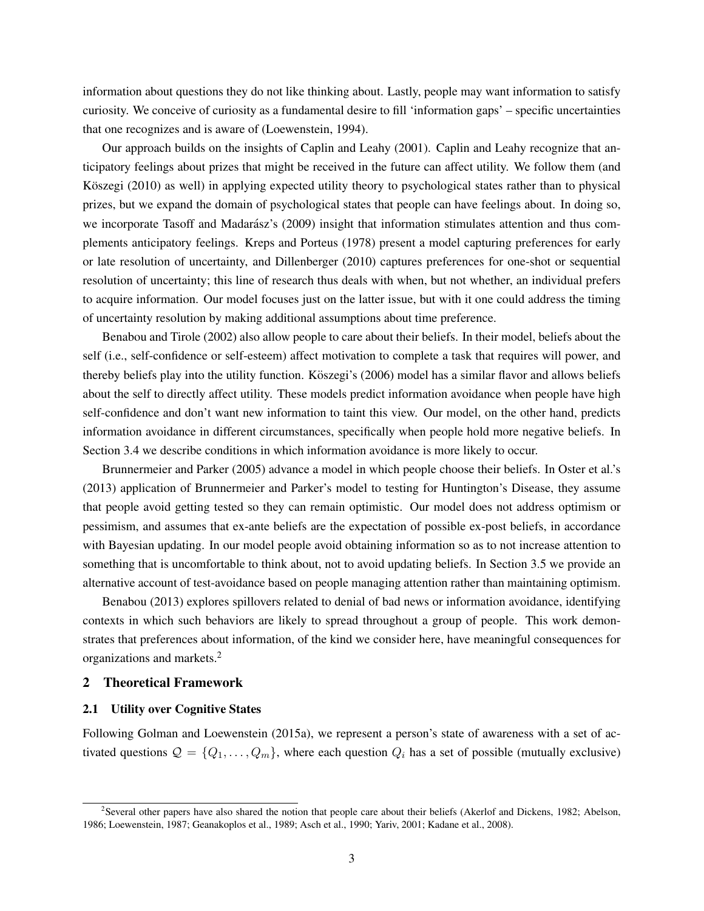information about questions they do not like thinking about. Lastly, people may want information to satisfy curiosity. We conceive of curiosity as a fundamental desire to fill 'information gaps' – specific uncertainties that one recognizes and is aware of (Loewenstein, 1994).

Our approach builds on the insights of Caplin and Leahy (2001). Caplin and Leahy recognize that anticipatory feelings about prizes that might be received in the future can affect utility. We follow them (and Köszegi (2010) as well) in applying expected utility theory to psychological states rather than to physical prizes, but we expand the domain of psychological states that people can have feelings about. In doing so, we incorporate Tasoff and Madarász's (2009) insight that information stimulates attention and thus complements anticipatory feelings. Kreps and Porteus (1978) present a model capturing preferences for early or late resolution of uncertainty, and Dillenberger (2010) captures preferences for one-shot or sequential resolution of uncertainty; this line of research thus deals with when, but not whether, an individual prefers to acquire information. Our model focuses just on the latter issue, but with it one could address the timing of uncertainty resolution by making additional assumptions about time preference.

Benabou and Tirole (2002) also allow people to care about their beliefs. In their model, beliefs about the self (i.e., self-confidence or self-esteem) affect motivation to complete a task that requires will power, and thereby beliefs play into the utility function. Köszegi's (2006) model has a similar flavor and allows beliefs about the self to directly affect utility. These models predict information avoidance when people have high self-confidence and don't want new information to taint this view. Our model, on the other hand, predicts information avoidance in different circumstances, specifically when people hold more negative beliefs. In Section 3.4 we describe conditions in which information avoidance is more likely to occur.

Brunnermeier and Parker (2005) advance a model in which people choose their beliefs. In Oster et al.'s (2013) application of Brunnermeier and Parker's model to testing for Huntington's Disease, they assume that people avoid getting tested so they can remain optimistic. Our model does not address optimism or pessimism, and assumes that ex-ante beliefs are the expectation of possible ex-post beliefs, in accordance with Bayesian updating. In our model people avoid obtaining information so as to not increase attention to something that is uncomfortable to think about, not to avoid updating beliefs. In Section 3.5 we provide an alternative account of test-avoidance based on people managing attention rather than maintaining optimism.

Benabou (2013) explores spillovers related to denial of bad news or information avoidance, identifying contexts in which such behaviors are likely to spread throughout a group of people. This work demonstrates that preferences about information, of the kind we consider here, have meaningful consequences for organizations and markets.[2]

## 2 Theoretical Framework

### 2.1 Utility over Cognitive States

Following Golman and Loewenstein (2015a), we represent a person's state of awareness with a set of activated questions $\mathcal{Q} = \{Q_1, \ldots, Q_m\}$, where each question $Q_i$ has a set of possible (mutually exclusive)

[2] Several other papers have also shared the notion that people care about their beliefs (Akerlof and Dickens, 1982; Abelson, 1986; Loewenstein, 1987; Geanakoplos et al., 1989; Asch et al., 1990; Yariv, 2001; Kadane et al., 2008).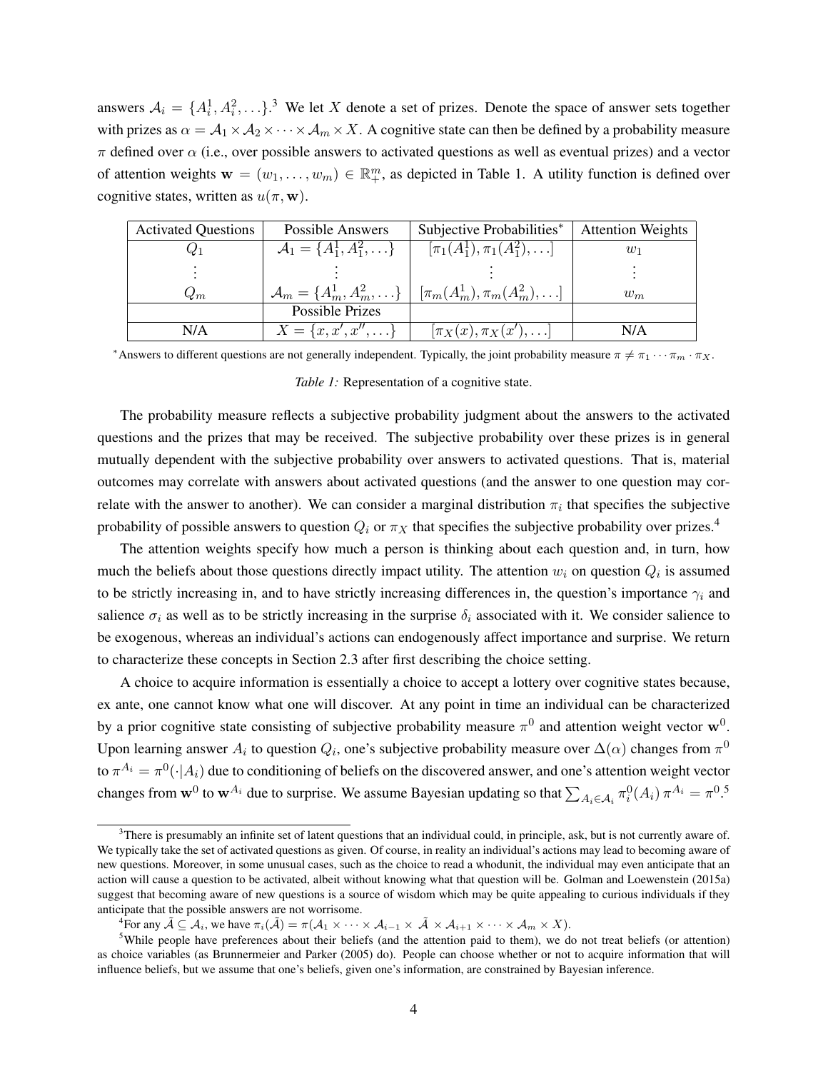answers $\mathcal{A}_i = \{A_i^1, A_i^2, \ldots\}$.[3] We let $X$ denote a set of prizes. Denote the space of answer sets together with prizes as $\alpha = \mathcal{A}_1 \times \mathcal{A}_2 \times \cdots \times \mathcal{A}_m \times X$. A cognitive state can then be defined by a probability measure $\pi$ defined over $\alpha$ (i.e., over possible answers to activated questions as well as eventual prizes) and a vector of attention weights $\mathbf{w} = (w_1, \ldots, w_m) \in \mathbb{R}_+^m$, as depicted in Table 1. A utility function is defined over cognitive states, written as $u(\pi, \mathbf{w})$.

| Activated Questions | Possible Answers | Subjective Probabilities* | Attention Weights |
|---|---|---|---|
| $Q_1$ | $\mathcal{A}_1 = \{A_1^1, A_1^2, \ldots\}$ | $[\pi_1(A_1^1), \pi_1(A_1^2), \ldots]$ | $w_1$ |
| $\vdots$ | $\vdots$ | $\vdots$ | $\vdots$ |
| $Q_m$ | $\mathcal{A}_m = \{A_m^1, A_m^2, \ldots\}$ | $[\pi_m(A_m^1), \pi_m(A_m^2), \ldots]$ | $w_m$ |
| | Possible Prizes | | |
| N/A | $X = \{x, x', x'', \ldots\}$ | $[\pi_X(x), \pi_X(x'), \ldots]$ | N/A |

*Answers to different questions are not generally independent. Typically, the joint probability measure $\pi \neq \pi_1 \cdots \pi_m \cdot \pi_X$.

*Table 1:* Representation of a cognitive state.

The probability measure reflects a subjective probability judgment about the answers to the activated questions and the prizes that may be received. The subjective probability over these prizes is in general mutually dependent with the subjective probability over answers to activated questions. That is, material outcomes may correlate with answers about activated questions (and the answer to one question may correlate with the answer to another). We can consider a marginal distribution $\pi_i$ that specifies the subjective probability of possible answers to question $Q_i$ or $\pi_X$ that specifies the subjective probability over prizes.[4]

The attention weights specify how much a person is thinking about each question and, in turn, how much the beliefs about those questions directly impact utility. The attention $w_i$ on question $Q_i$ is assumed to be strictly increasing in, and to have strictly increasing differences in, the question's importance $\gamma_i$ and salience $\sigma_i$ as well as to be strictly increasing in the surprise $\delta_i$ associated with it. We consider salience to be exogenous, whereas an individual's actions can endogenously affect importance and surprise. We return to characterize these concepts in Section 2.3 after first describing the choice setting.

A choice to acquire information is essentially a choice to accept a lottery over cognitive states because, ex ante, one cannot know what one will discover. At any point in time an individual can be characterized by a prior cognitive state consisting of subjective probability measure $\pi^0$ and attention weight vector $\mathbf{w}^0$. Upon learning answer $A_i$ to question $Q_i$, one's subjective probability measure over $\Delta(\alpha)$ changes from $\pi^0$ to $\pi^{A_i} = \pi^0(\cdot|A_i)$ due to conditioning of beliefs on the discovered answer, and one's attention weight vector changes from $\mathbf{w}^0$ to $\mathbf{w}^{A_i}$ due to surprise. We assume Bayesian updating so that $\sum_{A_i \in \mathcal{A}_i} \pi_i^0(A_i)\, \pi^{A_i} = \pi^0$.[5]

[3] There is presumably an infinite set of latent questions that an individual could, in principle, ask, but is not currently aware of. We typically take the set of activated questions as given. Of course, in reality an individual's actions may lead to becoming aware of new questions. Moreover, in some unusual cases, such as the choice to read a whodunit, the individual may even anticipate that an action will cause a question to be activated, albeit without knowing what that question will be. Golman and Loewenstein (2015a) suggest that becoming aware of new questions is a source of wisdom which may be quite appealing to curious individuals if they anticipate that the possible answers are not worrisome.

[4] For any $\tilde{\mathcal{A}} \subseteq \mathcal{A}_i$, we have $\pi_i(\tilde{\mathcal{A}}) = \pi(\mathcal{A}_1 \times \cdots \times \mathcal{A}_{i-1} \times \tilde{\mathcal{A}} \times \mathcal{A}_{i+1} \times \cdots \times \mathcal{A}_m \times X)$.

[5] While people have preferences about their beliefs (and the attention paid to them), we do not treat beliefs (or attention) as choice variables (as Brunnermeier and Parker (2005) do). People can choose whether or not to acquire information that will influence beliefs, but we assume that one's beliefs, given one's information, are constrained by Bayesian inference.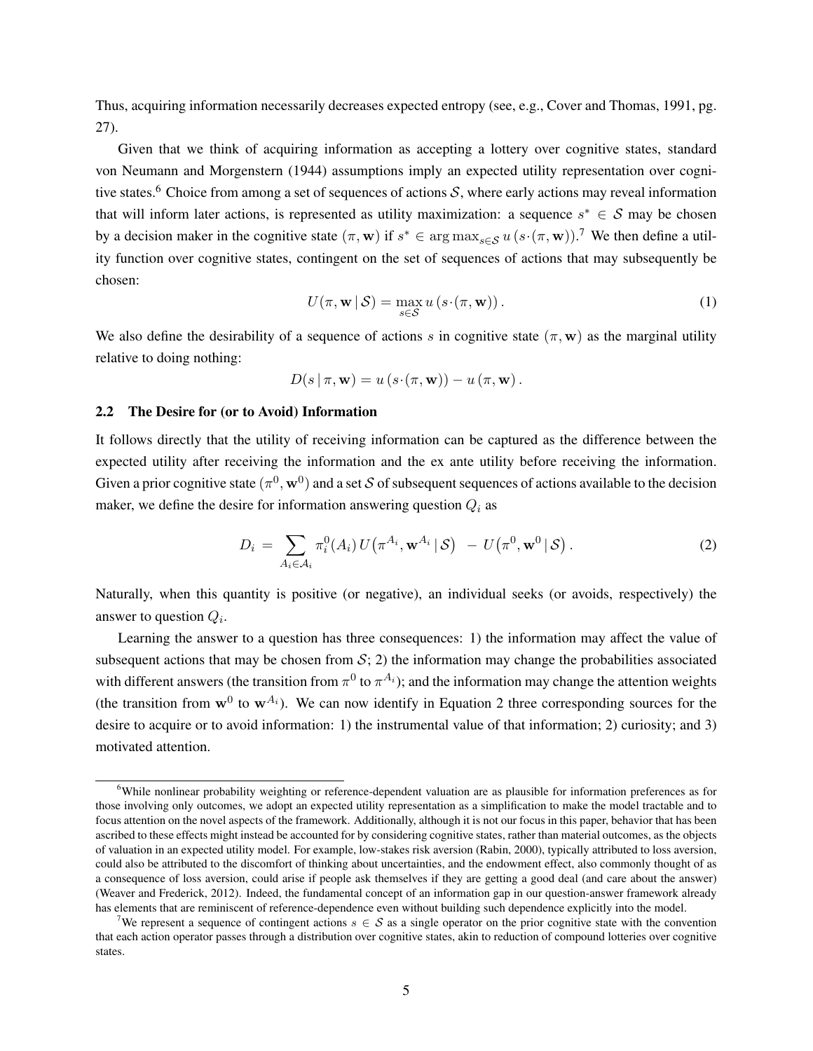Thus, acquiring information necessarily decreases expected entropy (see, e.g., Cover and Thomas, 1991, pg. 27).

Given that we think of acquiring information as accepting a lottery over cognitive states, standard von Neumann and Morgenstern (1944) assumptions imply an expected utility representation over cognitive states.[6] Choice from among a set of sequences of actions $\mathcal{S}$, where early actions may reveal information that will inform later actions, is represented as utility maximization: a sequence $s^* \in \mathcal{S}$ may be chosen by a decision maker in the cognitive state $(\pi, \mathbf{w})$ if $s^* \in \arg\max_{s \in \mathcal{S}} u\left(s \cdot (\pi, \mathbf{w})\right)$.[7] We then define a utility function over cognitive states, contingent on the set of sequences of actions that may subsequently be chosen:

$$U(\pi, \mathbf{w} \,|\, \mathcal{S}) = \max_{s \in \mathcal{S}} u\left(s \cdot (\pi, \mathbf{w})\right). \tag{1}$$

We also define the desirability of a sequence of actions $s$ in cognitive state $(\pi, \mathbf{w})$ as the marginal utility relative to doing nothing:

$$D(s \,|\, \pi, \mathbf{w}) = u\left(s \cdot (\pi, \mathbf{w})\right) - u\left(\pi, \mathbf{w}\right).$$

### 2.2 The Desire for (or to Avoid) Information

It follows directly that the utility of receiving information can be captured as the difference between the expected utility after receiving the information and the ex ante utility before receiving the information. Given a prior cognitive state $(\pi^0, \mathbf{w}^0)$ and a set $\mathcal{S}$ of subsequent sequences of actions available to the decision maker, we define the desire for information answering question $Q_i$ as

$$D_i \;=\; \sum_{A_i \in \mathcal{A}_i} \pi_i^0(A_i)\, U\big(\pi^{A_i}, \mathbf{w}^{A_i} \,|\, \mathcal{S}\big) \;-\; U\big(\pi^0, \mathbf{w}^0 \,|\, \mathcal{S}\big). \tag{2}$$

Naturally, when this quantity is positive (or negative), an individual seeks (or avoids, respectively) the answer to question $Q_i$.

Learning the answer to a question has three consequences: 1) the information may affect the value of subsequent actions that may be chosen from $\mathcal{S}$; 2) the information may change the probabilities associated with different answers (the transition from $\pi^0$ to $\pi^{A_i}$); and the information may change the attention weights (the transition from $\mathbf{w}^0$ to $\mathbf{w}^{A_i}$). We can now identify in Equation 2 three corresponding sources for the desire to acquire or to avoid information: 1) the instrumental value of that information; 2) curiosity; and 3) motivated attention.

---

[6] While nonlinear probability weighting or reference-dependent valuation are as plausible for information preferences as for those involving only outcomes, we adopt an expected utility representation as a simplification to make the model tractable and to focus attention on the novel aspects of the framework. Additionally, although it is not our focus in this paper, behavior that has been ascribed to these effects might instead be accounted for by considering cognitive states, rather than material outcomes, as the objects of valuation in an expected utility model. For example, low-stakes risk aversion (Rabin, 2000), typically attributed to loss aversion, could also be attributed to the discomfort of thinking about uncertainties, and the endowment effect, also commonly thought of as a consequence of loss aversion, could arise if people ask themselves if they are getting a good deal (and care about the answer) (Weaver and Frederick, 2012). Indeed, the fundamental concept of an information gap in our question-answer framework already has elements that are reminiscent of reference-dependence even without building such dependence explicitly into the model.

[7] We represent a sequence of contingent actions $s \in \mathcal{S}$ as a single operator on the prior cognitive state with the convention that each action operator passes through a distribution over cognitive states, akin to reduction of compound lotteries over cognitive states.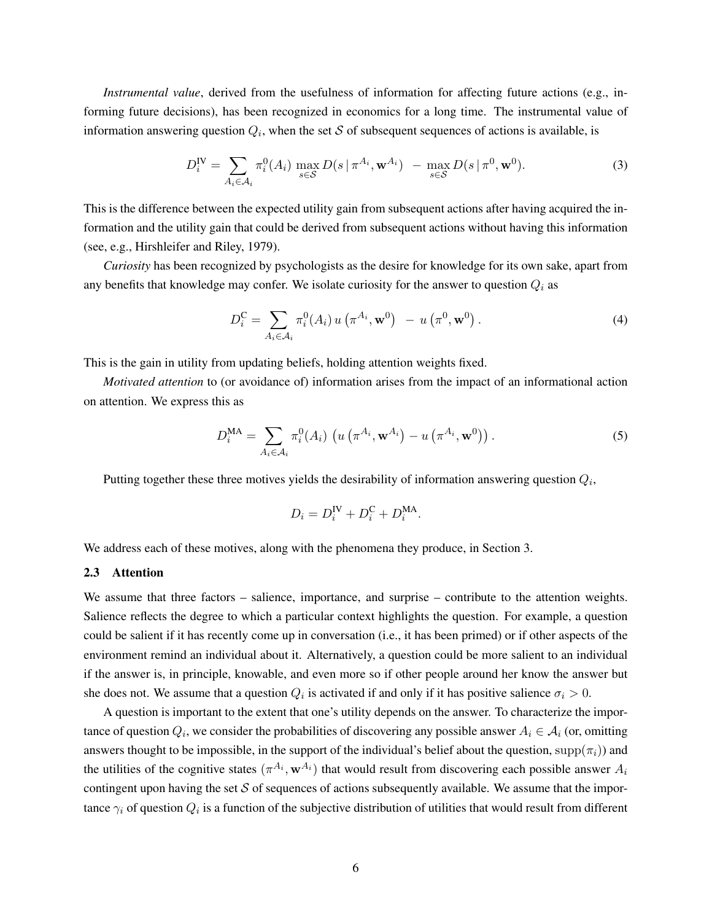*Instrumental value*, derived from the usefulness of information for affecting future actions (e.g., informing future decisions), has been recognized in economics for a long time. The instrumental value of information answering question $Q_i$, when the set $\mathcal{S}$ of subsequent sequences of actions is available, is

$$D_i^{\text{IV}} = \sum_{A_i \in \mathcal{A}_i} \pi_i^0(A_i) \max_{s \in \mathcal{S}} D(s \mid \pi^{A_i}, \mathbf{w}^{A_i}) \; - \; \max_{s \in \mathcal{S}} D(s \mid \pi^0, \mathbf{w}^0). \tag{3}$$

This is the difference between the expected utility gain from subsequent actions after having acquired the information and the utility gain that could be derived from subsequent actions without having this information (see, e.g., Hirshleifer and Riley, 1979).

*Curiosity* has been recognized by psychologists as the desire for knowledge for its own sake, apart from any benefits that knowledge may confer. We isolate curiosity for the answer to question $Q_i$ as

$$D_i^{\text{C}} = \sum_{A_i \in \mathcal{A}_i} \pi_i^0(A_i) \, u\left(\pi^{A_i}, \mathbf{w}^0\right) \; - \; u\left(\pi^0, \mathbf{w}^0\right). \tag{4}$$

This is the gain in utility from updating beliefs, holding attention weights fixed.

*Motivated attention* to (or avoidance of) information arises from the impact of an informational action on attention. We express this as

$$D_i^{\text{MA}} = \sum_{A_i \in \mathcal{A}_i} \pi_i^0(A_i) \, \left( u\left(\pi^{A_i}, \mathbf{w}^{A_i}\right) - u\left(\pi^{A_i}, \mathbf{w}^0\right) \right). \tag{5}$$

Putting together these three motives yields the desirability of information answering question $Q_i$,

$$D_i = D_i^{\text{IV}} + D_i^{\text{C}} + D_i^{\text{MA}}.$$

We address each of these motives, along with the phenomena they produce, in Section 3.

### 2.3 Attention

We assume that three factors – salience, importance, and surprise – contribute to the attention weights. Salience reflects the degree to which a particular context highlights the question. For example, a question could be salient if it has recently come up in conversation (i.e., it has been primed) or if other aspects of the environment remind an individual about it. Alternatively, a question could be more salient to an individual if the answer is, in principle, knowable, and even more so if other people around her know the answer but she does not. We assume that a question $Q_i$ is activated if and only if it has positive salience $\sigma_i > 0$.

A question is important to the extent that one's utility depends on the answer. To characterize the importance of question $Q_i$, we consider the probabilities of discovering any possible answer $A_i \in \mathcal{A}_i$ (or, omitting answers thought to be impossible, in the support of the individual's belief about the question, $\text{supp}(\pi_i)$) and the utilities of the cognitive states $(\pi^{A_i}, \mathbf{w}^{A_i})$ that would result from discovering each possible answer $A_i$ contingent upon having the set $\mathcal{S}$ of sequences of actions subsequently available. We assume that the importance $\gamma_i$ of question $Q_i$ is a function of the subjective distribution of utilities that would result from different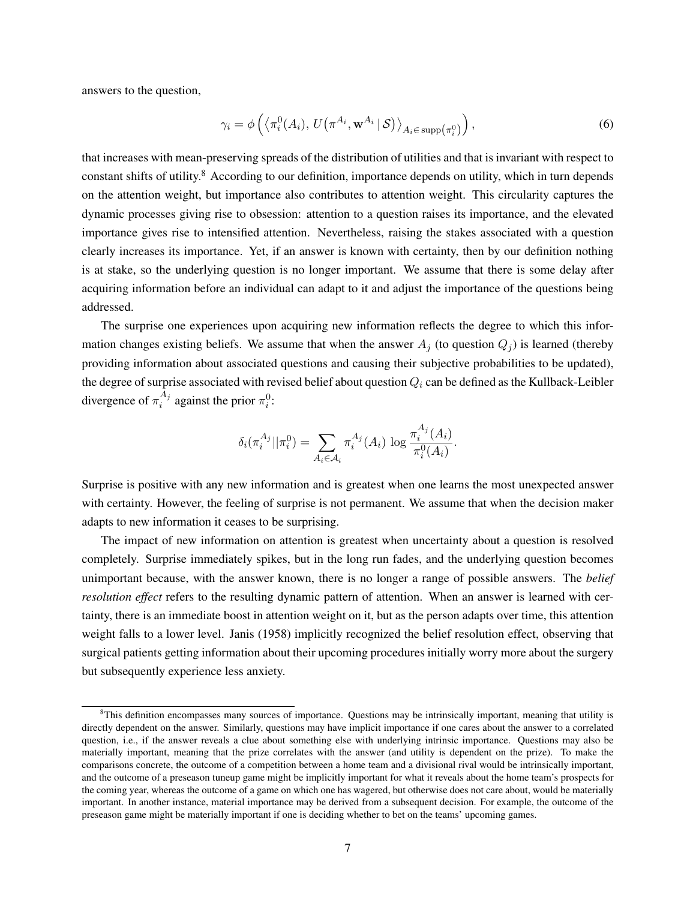answers to the question,

$$\gamma_i = \phi\left(\left\langle \pi_i^0(A_i),\, U\big(\pi^{A_i}, \mathbf{w}^{A_i} \mid \mathcal{S}\big)\right\rangle_{A_i \in \operatorname{supp}\left(\pi_i^0\right)}\right), \tag{6}$$

that increases with mean-preserving spreads of the distribution of utilities and that is invariant with respect to constant shifts of utility.[8] According to our definition, importance depends on utility, which in turn depends on the attention weight, but importance also contributes to attention weight. This circularity captures the dynamic processes giving rise to obsession: attention to a question raises its importance, and the elevated importance gives rise to intensified attention. Nevertheless, raising the stakes associated with a question clearly increases its importance. Yet, if an answer is known with certainty, then by our definition nothing is at stake, so the underlying question is no longer important. We assume that there is some delay after acquiring information before an individual can adapt to it and adjust the importance of the questions being addressed.

The surprise one experiences upon acquiring new information reflects the degree to which this information changes existing beliefs. We assume that when the answer $A_j$ (to question $Q_j$) is learned (thereby providing information about associated questions and causing their subjective probabilities to be updated), the degree of surprise associated with revised belief about question $Q_i$ can be defined as the Kullback-Leibler divergence of $\pi_i^{A_j}$ against the prior $\pi_i^0$:

$$\delta_i(\pi_i^{A_j} || \pi_i^0) = \sum_{A_i \in \mathcal{A}_i} \pi_i^{A_j}(A_i) \, \log \frac{\pi_i^{A_j}(A_i)}{\pi_i^0(A_i)}.$$

Surprise is positive with any new information and is greatest when one learns the most unexpected answer with certainty. However, the feeling of surprise is not permanent. We assume that when the decision maker adapts to new information it ceases to be surprising.

The impact of new information on attention is greatest when uncertainty about a question is resolved completely. Surprise immediately spikes, but in the long run fades, and the underlying question becomes unimportant because, with the answer known, there is no longer a range of possible answers. The *belief resolution effect* refers to the resulting dynamic pattern of attention. When an answer is learned with certainty, there is an immediate boost in attention weight on it, but as the person adapts over time, this attention weight falls to a lower level. Janis (1958) implicitly recognized the belief resolution effect, observing that surgical patients getting information about their upcoming procedures initially worry more about the surgery but subsequently experience less anxiety.

[8] This definition encompasses many sources of importance. Questions may be intrinsically important, meaning that utility is directly dependent on the answer. Similarly, questions may have implicit importance if one cares about the answer to a correlated question, i.e., if the answer reveals a clue about something else with underlying intrinsic importance. Questions may also be materially important, meaning that the prize correlates with the answer (and utility is dependent on the prize). To make the comparisons concrete, the outcome of a competition between a home team and a divisional rival would be intrinsically important, and the outcome of a preseason tuneup game might be implicitly important for what it reveals about the home team's prospects for the coming year, whereas the outcome of a game on which one has wagered, but otherwise does not care about, would be materially important. In another instance, material importance may be derived from a subsequent decision. For example, the outcome of the preseason game might be materially important if one is deciding whether to bet on the teams' upcoming games.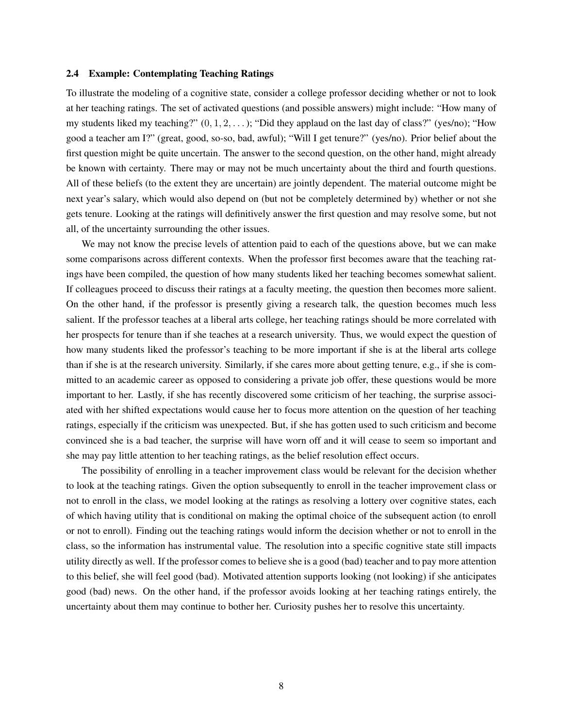### 2.4 Example: Contemplating Teaching Ratings

To illustrate the modeling of a cognitive state, consider a college professor deciding whether or not to look at her teaching ratings. The set of activated questions (and possible answers) might include: "How many of my students liked my teaching?" $(0, 1, 2, \dots)$; "Did they applaud on the last day of class?" (yes/no); "How good a teacher am I?" (great, good, so-so, bad, awful); "Will I get tenure?" (yes/no). Prior belief about the first question might be quite uncertain. The answer to the second question, on the other hand, might already be known with certainty. There may or may not be much uncertainty about the third and fourth questions. All of these beliefs (to the extent they are uncertain) are jointly dependent. The material outcome might be next year's salary, which would also depend on (but not be completely determined by) whether or not she gets tenure. Looking at the ratings will definitively answer the first question and may resolve some, but not all, of the uncertainty surrounding the other issues.

We may not know the precise levels of attention paid to each of the questions above, but we can make some comparisons across different contexts. When the professor first becomes aware that the teaching ratings have been compiled, the question of how many students liked her teaching becomes somewhat salient. If colleagues proceed to discuss their ratings at a faculty meeting, the question then becomes more salient. On the other hand, if the professor is presently giving a research talk, the question becomes much less salient. If the professor teaches at a liberal arts college, her teaching ratings should be more correlated with her prospects for tenure than if she teaches at a research university. Thus, we would expect the question of how many students liked the professor's teaching to be more important if she is at the liberal arts college than if she is at the research university. Similarly, if she cares more about getting tenure, e.g., if she is committed to an academic career as opposed to considering a private job offer, these questions would be more important to her. Lastly, if she has recently discovered some criticism of her teaching, the surprise associated with her shifted expectations would cause her to focus more attention on the question of her teaching ratings, especially if the criticism was unexpected. But, if she has gotten used to such criticism and become convinced she is a bad teacher, the surprise will have worn off and it will cease to seem so important and she may pay little attention to her teaching ratings, as the belief resolution effect occurs.

The possibility of enrolling in a teacher improvement class would be relevant for the decision whether to look at the teaching ratings. Given the option subsequently to enroll in the teacher improvement class or not to enroll in the class, we model looking at the ratings as resolving a lottery over cognitive states, each of which having utility that is conditional on making the optimal choice of the subsequent action (to enroll or not to enroll). Finding out the teaching ratings would inform the decision whether or not to enroll in the class, so the information has instrumental value. The resolution into a specific cognitive state still impacts utility directly as well. If the professor comes to believe she is a good (bad) teacher and to pay more attention to this belief, she will feel good (bad). Motivated attention supports looking (not looking) if she anticipates good (bad) news. On the other hand, if the professor avoids looking at her teaching ratings entirely, the uncertainty about them may continue to bother her. Curiosity pushes her to resolve this uncertainty.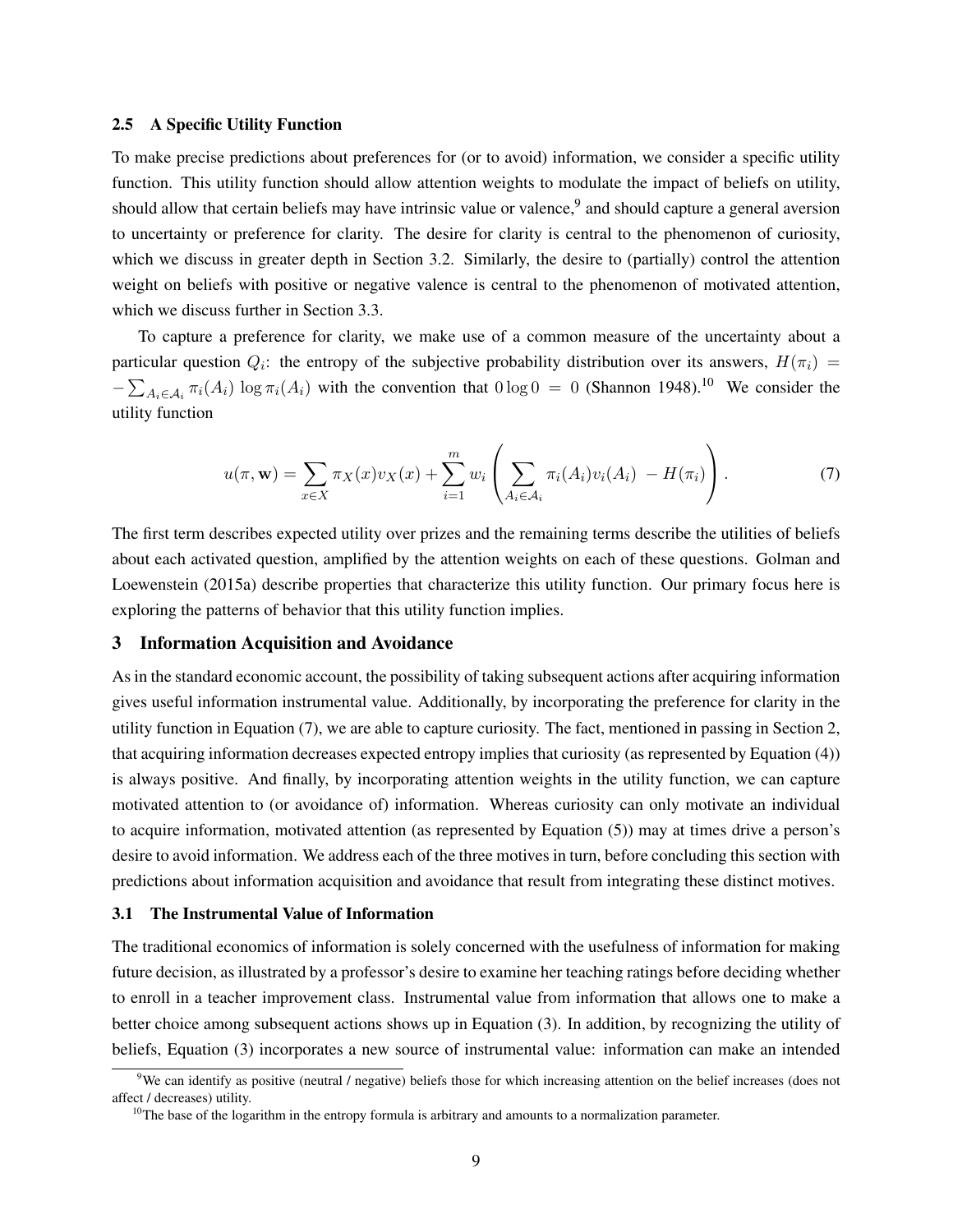### 2.5 A Specific Utility Function

To make precise predictions about preferences for (or to avoid) information, we consider a specific utility function. This utility function should allow attention weights to modulate the impact of beliefs on utility, should allow that certain beliefs may have intrinsic value or valence,[9] and should capture a general aversion to uncertainty or preference for clarity. The desire for clarity is central to the phenomenon of curiosity, which we discuss in greater depth in Section 3.2. Similarly, the desire to (partially) control the attention weight on beliefs with positive or negative valence is central to the phenomenon of motivated attention, which we discuss further in Section 3.3.

To capture a preference for clarity, we make use of a common measure of the uncertainty about a particular question $Q_i$: the entropy of the subjective probability distribution over its answers, $H(\pi_i) = -\sum_{A_i \in \mathcal{A}_i} \pi_i(A_i) \log \pi_i(A_i)$ with the convention that $0 \log 0 = 0$ (Shannon 1948).[10] We consider the utility function

$$u(\pi, \mathbf{w}) = \sum_{x \in X} \pi_X(x) v_X(x) + \sum_{i=1}^{m} w_i \left( \sum_{A_i \in \mathcal{A}_i} \pi_i(A_i) v_i(A_i) \; - H(\pi_i) \right). \tag{7}$$

The first term describes expected utility over prizes and the remaining terms describe the utilities of beliefs about each activated question, amplified by the attention weights on each of these questions. Golman and Loewenstein (2015a) describe properties that characterize this utility function. Our primary focus here is exploring the patterns of behavior that this utility function implies.

## 3 Information Acquisition and Avoidance

As in the standard economic account, the possibility of taking subsequent actions after acquiring information gives useful information instrumental value. Additionally, by incorporating the preference for clarity in the utility function in Equation (7), we are able to capture curiosity. The fact, mentioned in passing in Section 2, that acquiring information decreases expected entropy implies that curiosity (as represented by Equation (4)) is always positive. And finally, by incorporating attention weights in the utility function, we can capture motivated attention to (or avoidance of) information. Whereas curiosity can only motivate an individual to acquire information, motivated attention (as represented by Equation (5)) may at times drive a person's desire to avoid information. We address each of the three motives in turn, before concluding this section with predictions about information acquisition and avoidance that result from integrating these distinct motives.

### 3.1 The Instrumental Value of Information

The traditional economics of information is solely concerned with the usefulness of information for making future decision, as illustrated by a professor's desire to examine her teaching ratings before deciding whether to enroll in a teacher improvement class. Instrumental value from information that allows one to make a better choice among subsequent actions shows up in Equation (3). In addition, by recognizing the utility of beliefs, Equation (3) incorporates a new source of instrumental value: information can make an intended

[9] We can identify as positive (neutral / negative) beliefs those for which increasing attention on the belief increases (does not affect / decreases) utility.

[10] The base of the logarithm in the entropy formula is arbitrary and amounts to a normalization parameter.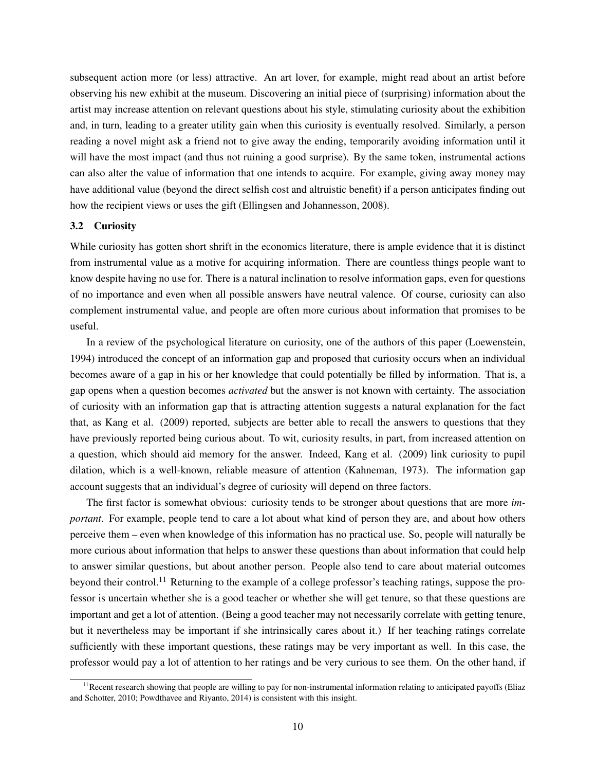subsequent action more (or less) attractive. An art lover, for example, might read about an artist before observing his new exhibit at the museum. Discovering an initial piece of (surprising) information about the artist may increase attention on relevant questions about his style, stimulating curiosity about the exhibition and, in turn, leading to a greater utility gain when this curiosity is eventually resolved. Similarly, a person reading a novel might ask a friend not to give away the ending, temporarily avoiding information until it will have the most impact (and thus not ruining a good surprise). By the same token, instrumental actions can also alter the value of information that one intends to acquire. For example, giving away money may have additional value (beyond the direct selfish cost and altruistic benefit) if a person anticipates finding out how the recipient views or uses the gift (Ellingsen and Johannesson, 2008).

### 3.2 Curiosity

While curiosity has gotten short shrift in the economics literature, there is ample evidence that it is distinct from instrumental value as a motive for acquiring information. There are countless things people want to know despite having no use for. There is a natural inclination to resolve information gaps, even for questions of no importance and even when all possible answers have neutral valence. Of course, curiosity can also complement instrumental value, and people are often more curious about information that promises to be useful.

In a review of the psychological literature on curiosity, one of the authors of this paper (Loewenstein, 1994) introduced the concept of an information gap and proposed that curiosity occurs when an individual becomes aware of a gap in his or her knowledge that could potentially be filled by information. That is, a gap opens when a question becomes *activated* but the answer is not known with certainty. The association of curiosity with an information gap that is attracting attention suggests a natural explanation for the fact that, as Kang et al. (2009) reported, subjects are better able to recall the answers to questions that they have previously reported being curious about. To wit, curiosity results, in part, from increased attention on a question, which should aid memory for the answer. Indeed, Kang et al. (2009) link curiosity to pupil dilation, which is a well-known, reliable measure of attention (Kahneman, 1973). The information gap account suggests that an individual's degree of curiosity will depend on three factors.

The first factor is somewhat obvious: curiosity tends to be stronger about questions that are more *important*. For example, people tend to care a lot about what kind of person they are, and about how others perceive them – even when knowledge of this information has no practical use. So, people will naturally be more curious about information that helps to answer these questions than about information that could help to answer similar questions, but about another person. People also tend to care about material outcomes beyond their control.[11] Returning to the example of a college professor's teaching ratings, suppose the professor is uncertain whether she is a good teacher or whether she will get tenure, so that these questions are important and get a lot of attention. (Being a good teacher may not necessarily correlate with getting tenure, but it nevertheless may be important if she intrinsically cares about it.) If her teaching ratings correlate sufficiently with these important questions, these ratings may be very important as well. In this case, the professor would pay a lot of attention to her ratings and be very curious to see them. On the other hand, if

[11] Recent research showing that people are willing to pay for non-instrumental information relating to anticipated payoffs (Eliaz and Schotter, 2010; Powdthavee and Riyanto, 2014) is consistent with this insight.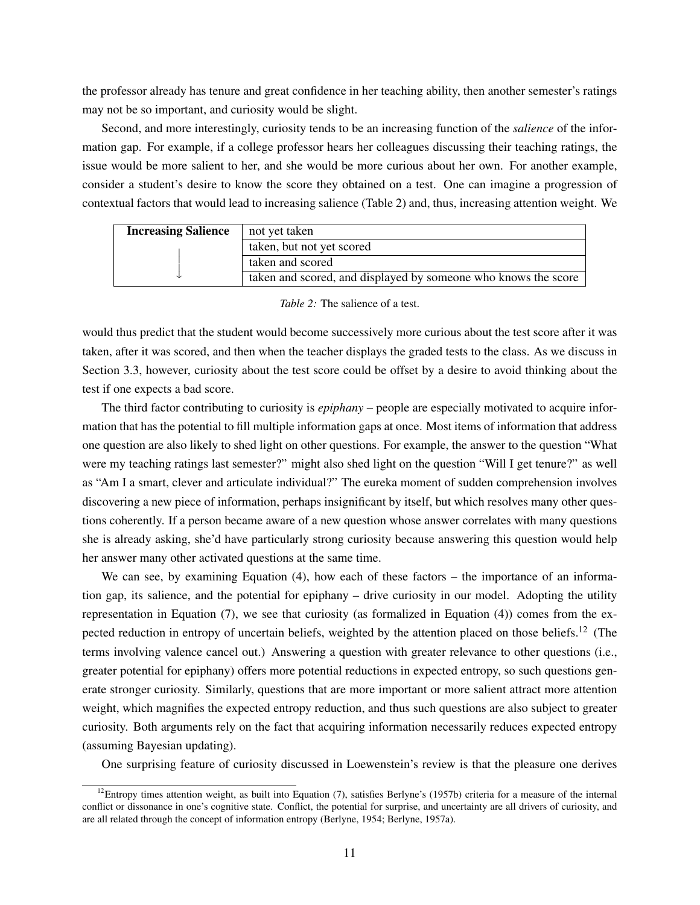the professor already has tenure and great confidence in her teaching ability, then another semester's ratings may not be so important, and curiosity would be slight.

Second, and more interestingly, curiosity tends to be an increasing function of the *salience* of the information gap. For example, if a college professor hears her colleagues discussing their teaching ratings, the issue would be more salient to her, and she would be more curious about her own. For another example, consider a student's desire to know the score they obtained on a test. One can imagine a progression of contextual factors that would lead to increasing salience (Table 2) and, thus, increasing attention weight. We

| **Increasing Salience** | not yet taken |
| --- | --- |
| ↓ | taken, but not yet scored |
| | taken and scored |
| | taken and scored, and displayed by someone who knows the score |

*Table 2:* The salience of a test.

would thus predict that the student would become successively more curious about the test score after it was taken, after it was scored, and then when the teacher displays the graded tests to the class. As we discuss in Section 3.3, however, curiosity about the test score could be offset by a desire to avoid thinking about the test if one expects a bad score.

The third factor contributing to curiosity is *epiphany* – people are especially motivated to acquire information that has the potential to fill multiple information gaps at once. Most items of information that address one question are also likely to shed light on other questions. For example, the answer to the question "What were my teaching ratings last semester?" might also shed light on the question "Will I get tenure?" as well as "Am I a smart, clever and articulate individual?" The eureka moment of sudden comprehension involves discovering a new piece of information, perhaps insignificant by itself, but which resolves many other questions coherently. If a person became aware of a new question whose answer correlates with many questions she is already asking, she'd have particularly strong curiosity because answering this question would help her answer many other activated questions at the same time.

We can see, by examining Equation (4), how each of these factors – the importance of an information gap, its salience, and the potential for epiphany – drive curiosity in our model. Adopting the utility representation in Equation (7), we see that curiosity (as formalized in Equation (4)) comes from the expected reduction in entropy of uncertain beliefs, weighted by the attention placed on those beliefs.[12] (The terms involving valence cancel out.) Answering a question with greater relevance to other questions (i.e., greater potential for epiphany) offers more potential reductions in expected entropy, so such questions generate stronger curiosity. Similarly, questions that are more important or more salient attract more attention weight, which magnifies the expected entropy reduction, and thus such questions are also subject to greater curiosity. Both arguments rely on the fact that acquiring information necessarily reduces expected entropy (assuming Bayesian updating).

One surprising feature of curiosity discussed in Loewenstein's review is that the pleasure one derives

[12] Entropy times attention weight, as built into Equation (7), satisfies Berlyne's (1957b) criteria for a measure of the internal conflict or dissonance in one's cognitive state. Conflict, the potential for surprise, and uncertainty are all drivers of curiosity, and are all related through the concept of information entropy (Berlyne, 1954; Berlyne, 1957a).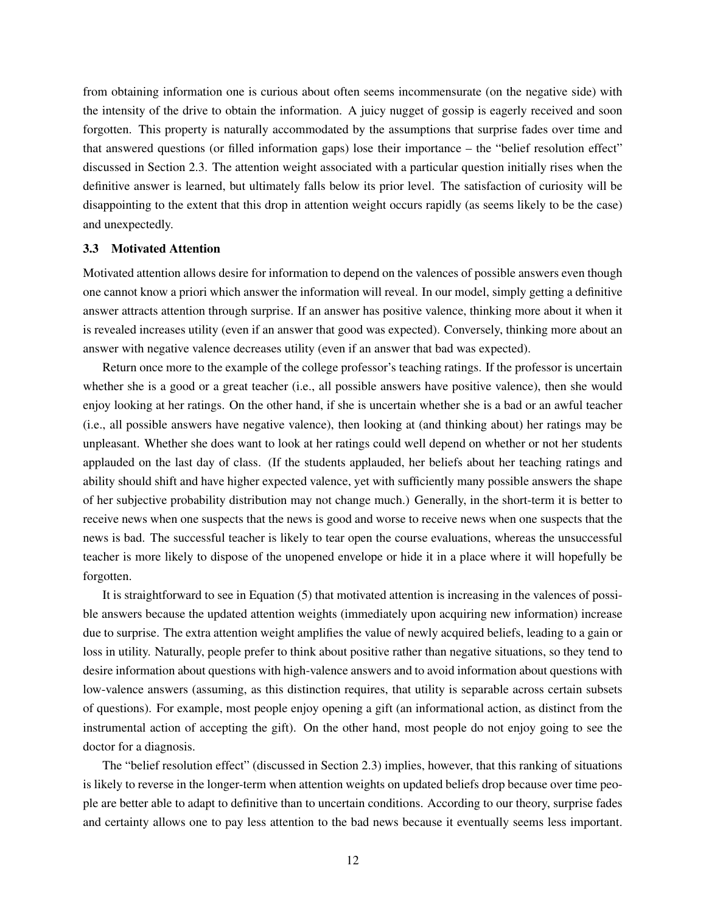from obtaining information one is curious about often seems incommensurate (on the negative side) with the intensity of the drive to obtain the information. A juicy nugget of gossip is eagerly received and soon forgotten. This property is naturally accommodated by the assumptions that surprise fades over time and that answered questions (or filled information gaps) lose their importance – the "belief resolution effect" discussed in Section 2.3. The attention weight associated with a particular question initially rises when the definitive answer is learned, but ultimately falls below its prior level. The satisfaction of curiosity will be disappointing to the extent that this drop in attention weight occurs rapidly (as seems likely to be the case) and unexpectedly.

### 3.3 Motivated Attention

Motivated attention allows desire for information to depend on the valences of possible answers even though one cannot know a priori which answer the information will reveal. In our model, simply getting a definitive answer attracts attention through surprise. If an answer has positive valence, thinking more about it when it is revealed increases utility (even if an answer that good was expected). Conversely, thinking more about an answer with negative valence decreases utility (even if an answer that bad was expected).

Return once more to the example of the college professor's teaching ratings. If the professor is uncertain whether she is a good or a great teacher (i.e., all possible answers have positive valence), then she would enjoy looking at her ratings. On the other hand, if she is uncertain whether she is a bad or an awful teacher (i.e., all possible answers have negative valence), then looking at (and thinking about) her ratings may be unpleasant. Whether she does want to look at her ratings could well depend on whether or not her students applauded on the last day of class. (If the students applauded, her beliefs about her teaching ratings and ability should shift and have higher expected valence, yet with sufficiently many possible answers the shape of her subjective probability distribution may not change much.) Generally, in the short-term it is better to receive news when one suspects that the news is good and worse to receive news when one suspects that the news is bad. The successful teacher is likely to tear open the course evaluations, whereas the unsuccessful teacher is more likely to dispose of the unopened envelope or hide it in a place where it will hopefully be forgotten.

It is straightforward to see in Equation (5) that motivated attention is increasing in the valences of possible answers because the updated attention weights (immediately upon acquiring new information) increase due to surprise. The extra attention weight amplifies the value of newly acquired beliefs, leading to a gain or loss in utility. Naturally, people prefer to think about positive rather than negative situations, so they tend to desire information about questions with high-valence answers and to avoid information about questions with low-valence answers (assuming, as this distinction requires, that utility is separable across certain subsets of questions). For example, most people enjoy opening a gift (an informational action, as distinct from the instrumental action of accepting the gift). On the other hand, most people do not enjoy going to see the doctor for a diagnosis.

The "belief resolution effect" (discussed in Section 2.3) implies, however, that this ranking of situations is likely to reverse in the longer-term when attention weights on updated beliefs drop because over time people are better able to adapt to definitive than to uncertain conditions. According to our theory, surprise fades and certainty allows one to pay less attention to the bad news because it eventually seems less important.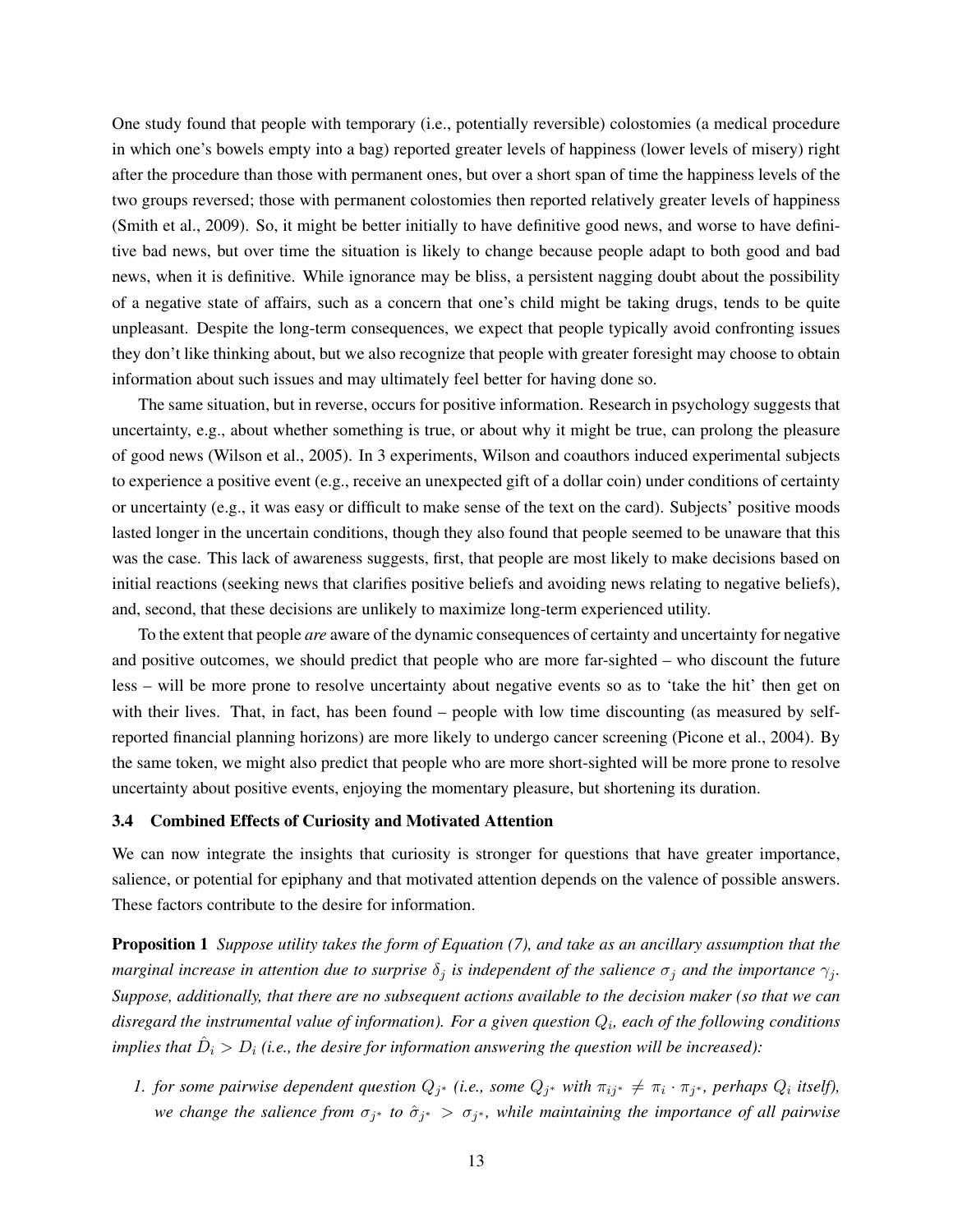One study found that people with temporary (i.e., potentially reversible) colostomies (a medical procedure in which one's bowels empty into a bag) reported greater levels of happiness (lower levels of misery) right after the procedure than those with permanent ones, but over a short span of time the happiness levels of the two groups reversed; those with permanent colostomies then reported relatively greater levels of happiness (Smith et al., 2009). So, it might be better initially to have definitive good news, and worse to have definitive bad news, but over time the situation is likely to change because people adapt to both good and bad news, when it is definitive. While ignorance may be bliss, a persistent nagging doubt about the possibility of a negative state of affairs, such as a concern that one's child might be taking drugs, tends to be quite unpleasant. Despite the long-term consequences, we expect that people typically avoid confronting issues they don't like thinking about, but we also recognize that people with greater foresight may choose to obtain information about such issues and may ultimately feel better for having done so.

The same situation, but in reverse, occurs for positive information. Research in psychology suggests that uncertainty, e.g., about whether something is true, or about why it might be true, can prolong the pleasure of good news (Wilson et al., 2005). In 3 experiments, Wilson and coauthors induced experimental subjects to experience a positive event (e.g., receive an unexpected gift of a dollar coin) under conditions of certainty or uncertainty (e.g., it was easy or difficult to make sense of the text on the card). Subjects' positive moods lasted longer in the uncertain conditions, though they also found that people seemed to be unaware that this was the case. This lack of awareness suggests, first, that people are most likely to make decisions based on initial reactions (seeking news that clarifies positive beliefs and avoiding news relating to negative beliefs), and, second, that these decisions are unlikely to maximize long-term experienced utility.

To the extent that people *are* aware of the dynamic consequences of certainty and uncertainty for negative and positive outcomes, we should predict that people who are more far-sighted – who discount the future less – will be more prone to resolve uncertainty about negative events so as to 'take the hit' then get on with their lives. That, in fact, has been found – people with low time discounting (as measured by self-reported financial planning horizons) are more likely to undergo cancer screening (Picone et al., 2004). By the same token, we might also predict that people who are more short-sighted will be more prone to resolve uncertainty about positive events, enjoying the momentary pleasure, but shortening its duration.

### 3.4 Combined Effects of Curiosity and Motivated Attention

We can now integrate the insights that curiosity is stronger for questions that have greater importance, salience, or potential for epiphany and that motivated attention depends on the valence of possible answers. These factors contribute to the desire for information.

**Proposition 1** *Suppose utility takes the form of Equation (7), and take as an ancillary assumption that the marginal increase in attention due to surprise $\delta_j$ is independent of the salience $\sigma_j$ and the importance $\gamma_j$. Suppose, additionally, that there are no subsequent actions available to the decision maker (so that we can disregard the instrumental value of information). For a given question $Q_i$, each of the following conditions implies that $\hat{D}_i > D_i$ (i.e., the desire for information answering the question will be increased):*

1. *for some pairwise dependent question $Q_{j^*}$ (i.e., some $Q_{j^*}$ with $\pi_{ij^*} \neq \pi_i \cdot \pi_{j^*}$, perhaps $Q_i$ itself), we change the salience from $\sigma_{j^*}$ to $\hat{\sigma}_{j^*} > \sigma_{j^*}$, while maintaining the importance of all pairwise*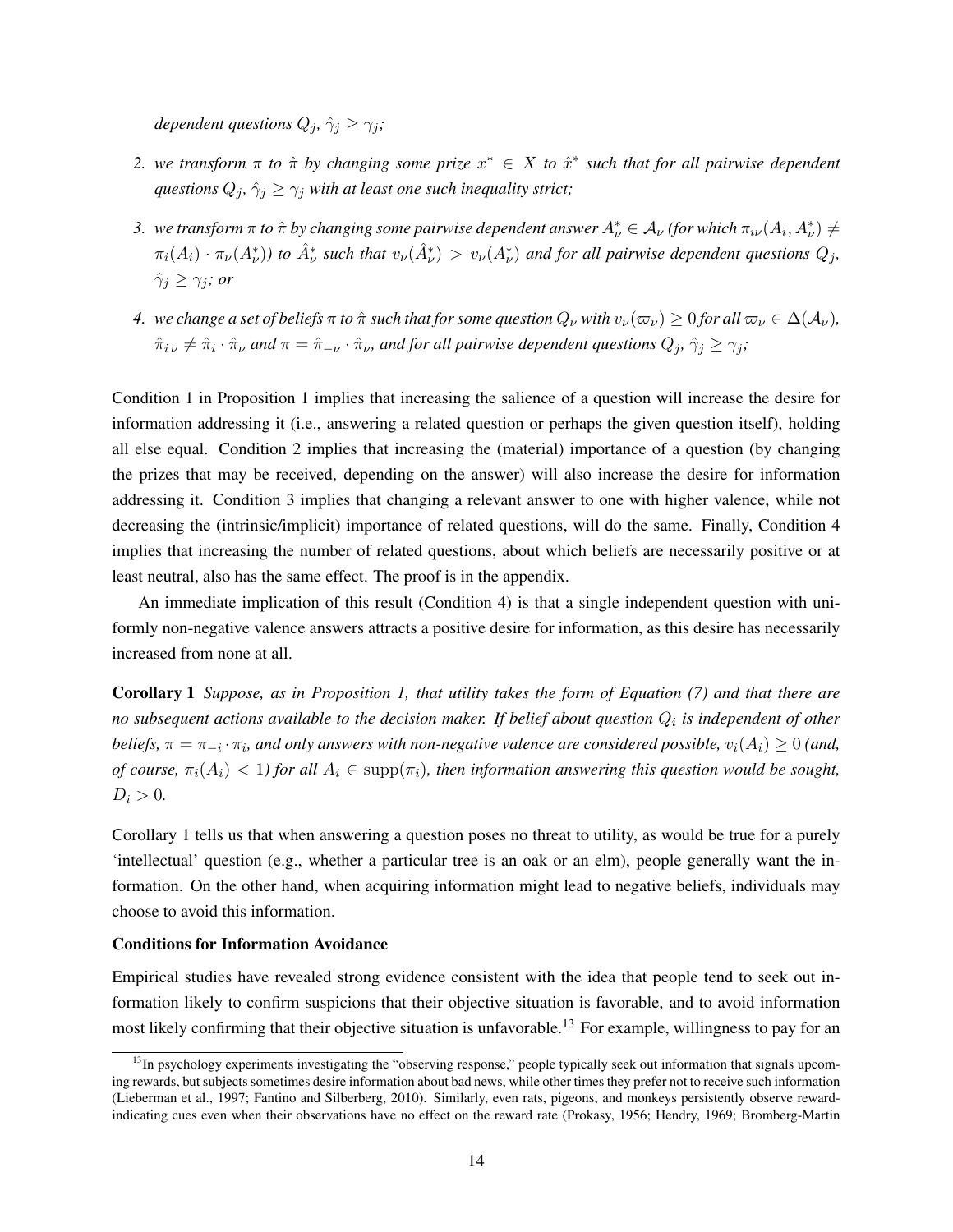*dependent questions $Q_j$, $\hat{\gamma}_j \geq \gamma_j$;*

2. *we transform $\pi$ to $\hat{\pi}$ by changing some prize $x^* \in X$ to $\hat{x}^*$ such that for all pairwise dependent questions $Q_j$, $\hat{\gamma}_j \geq \gamma_j$ with at least one such inequality strict;*

3. *we transform $\pi$ to $\hat{\pi}$ by changing some pairwise dependent answer $A^*_\nu \in \mathcal{A}_\nu$ (for which $\pi_{i\nu}(A_i, A^*_\nu) \neq \pi_i(A_i) \cdot \pi_\nu(A^*_\nu)$) to $\hat{A}^*_\nu$ such that $v_\nu(\hat{A}^*_\nu) > v_\nu(A^*_\nu)$ and for all pairwise dependent questions $Q_j$, $\hat{\gamma}_j \geq \gamma_j$; or*

4. *we change a set of beliefs $\pi$ to $\hat{\pi}$ such that for some question $Q_\nu$ with $v_\nu(\varpi_\nu) \geq 0$ for all $\varpi_\nu \in \Delta(\mathcal{A}_\nu)$, $\hat{\pi}_{i\,\nu} \neq \hat{\pi}_i \cdot \hat{\pi}_\nu$ and $\pi = \hat{\pi}_{-\nu} \cdot \hat{\pi}_\nu$, and for all pairwise dependent questions $Q_j$, $\hat{\gamma}_j \geq \gamma_j$;*

Condition 1 in Proposition 1 implies that increasing the salience of a question will increase the desire for information addressing it (i.e., answering a related question or perhaps the given question itself), holding all else equal. Condition 2 implies that increasing the (material) importance of a question (by changing the prizes that may be received, depending on the answer) will also increase the desire for information addressing it. Condition 3 implies that changing a relevant answer to one with higher valence, while not decreasing the (intrinsic/implicit) importance of related questions, will do the same. Finally, Condition 4 implies that increasing the number of related questions, about which beliefs are necessarily positive or at least neutral, also has the same effect. The proof is in the appendix.

An immediate implication of this result (Condition 4) is that a single independent question with uniformly non-negative valence answers attracts a positive desire for information, as this desire has necessarily increased from none at all.

**Corollary 1** *Suppose, as in Proposition 1, that utility takes the form of Equation (7) and that there are no subsequent actions available to the decision maker. If belief about question $Q_i$ is independent of other beliefs, $\pi = \pi_{-i} \cdot \pi_i$, and only answers with non-negative valence are considered possible, $v_i(A_i) \geq 0$ (and, of course, $\pi_i(A_i) < 1$) for all $A_i \in \operatorname{supp}(\pi_i)$, then information answering this question would be sought, $D_i > 0$.*

Corollary 1 tells us that when answering a question poses no threat to utility, as would be true for a purely 'intellectual' question (e.g., whether a particular tree is an oak or an elm), people generally want the information. On the other hand, when acquiring information might lead to negative beliefs, individuals may choose to avoid this information.

**Conditions for Information Avoidance**

Empirical studies have revealed strong evidence consistent with the idea that people tend to seek out information likely to confirm suspicions that their objective situation is favorable, and to avoid information most likely confirming that their objective situation is unfavorable.[13] For example, willingness to pay for an

[13] In psychology experiments investigating the "observing response," people typically seek out information that signals upcoming rewards, but subjects sometimes desire information about bad news, while other times they prefer not to receive such information (Lieberman et al., 1997; Fantino and Silberberg, 2010). Similarly, even rats, pigeons, and monkeys persistently observe reward-indicating cues even when their observations have no effect on the reward rate (Prokasy, 1956; Hendry, 1969; Bromberg-Martin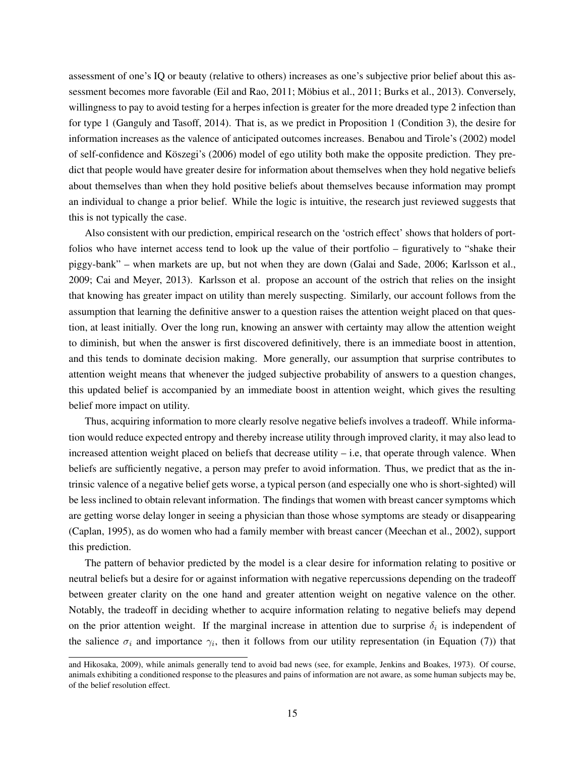assessment of one's IQ or beauty (relative to others) increases as one's subjective prior belief about this assessment becomes more favorable (Eil and Rao, 2011; Möbius et al., 2011; Burks et al., 2013). Conversely, willingness to pay to avoid testing for a herpes infection is greater for the more dreaded type 2 infection than for type 1 (Ganguly and Tasoff, 2014). That is, as we predict in Proposition 1 (Condition 3), the desire for information increases as the valence of anticipated outcomes increases. Benabou and Tirole's (2002) model of self-confidence and Köszegi's (2006) model of ego utility both make the opposite prediction. They predict that people would have greater desire for information about themselves when they hold negative beliefs about themselves than when they hold positive beliefs about themselves because information may prompt an individual to change a prior belief. While the logic is intuitive, the research just reviewed suggests that this is not typically the case.

Also consistent with our prediction, empirical research on the 'ostrich effect' shows that holders of portfolios who have internet access tend to look up the value of their portfolio – figuratively to "shake their piggy-bank" – when markets are up, but not when they are down (Galai and Sade, 2006; Karlsson et al., 2009; Cai and Meyer, 2013). Karlsson et al. propose an account of the ostrich that relies on the insight that knowing has greater impact on utility than merely suspecting. Similarly, our account follows from the assumption that learning the definitive answer to a question raises the attention weight placed on that question, at least initially. Over the long run, knowing an answer with certainty may allow the attention weight to diminish, but when the answer is first discovered definitively, there is an immediate boost in attention, and this tends to dominate decision making. More generally, our assumption that surprise contributes to attention weight means that whenever the judged subjective probability of answers to a question changes, this updated belief is accompanied by an immediate boost in attention weight, which gives the resulting belief more impact on utility.

Thus, acquiring information to more clearly resolve negative beliefs involves a tradeoff. While information would reduce expected entropy and thereby increase utility through improved clarity, it may also lead to increased attention weight placed on beliefs that decrease utility – i.e, that operate through valence. When beliefs are sufficiently negative, a person may prefer to avoid information. Thus, we predict that as the intrinsic valence of a negative belief gets worse, a typical person (and especially one who is short-sighted) will be less inclined to obtain relevant information. The findings that women with breast cancer symptoms which are getting worse delay longer in seeing a physician than those whose symptoms are steady or disappearing (Caplan, 1995), as do women who had a family member with breast cancer (Meechan et al., 2002), support this prediction.

The pattern of behavior predicted by the model is a clear desire for information relating to positive or neutral beliefs but a desire for or against information with negative repercussions depending on the tradeoff between greater clarity on the one hand and greater attention weight on negative valence on the other. Notably, the tradeoff in deciding whether to acquire information relating to negative beliefs may depend on the prior attention weight. If the marginal increase in attention due to surprise $\delta_i$ is independent of the salience $\sigma_i$ and importance $\gamma_i$, then it follows from our utility representation (in Equation (7)) that

and Hikosaka, 2009), while animals generally tend to avoid bad news (see, for example, Jenkins and Boakes, 1973). Of course, animals exhibiting a conditioned response to the pleasures and pains of information are not aware, as some human subjects may be, of the belief resolution effect.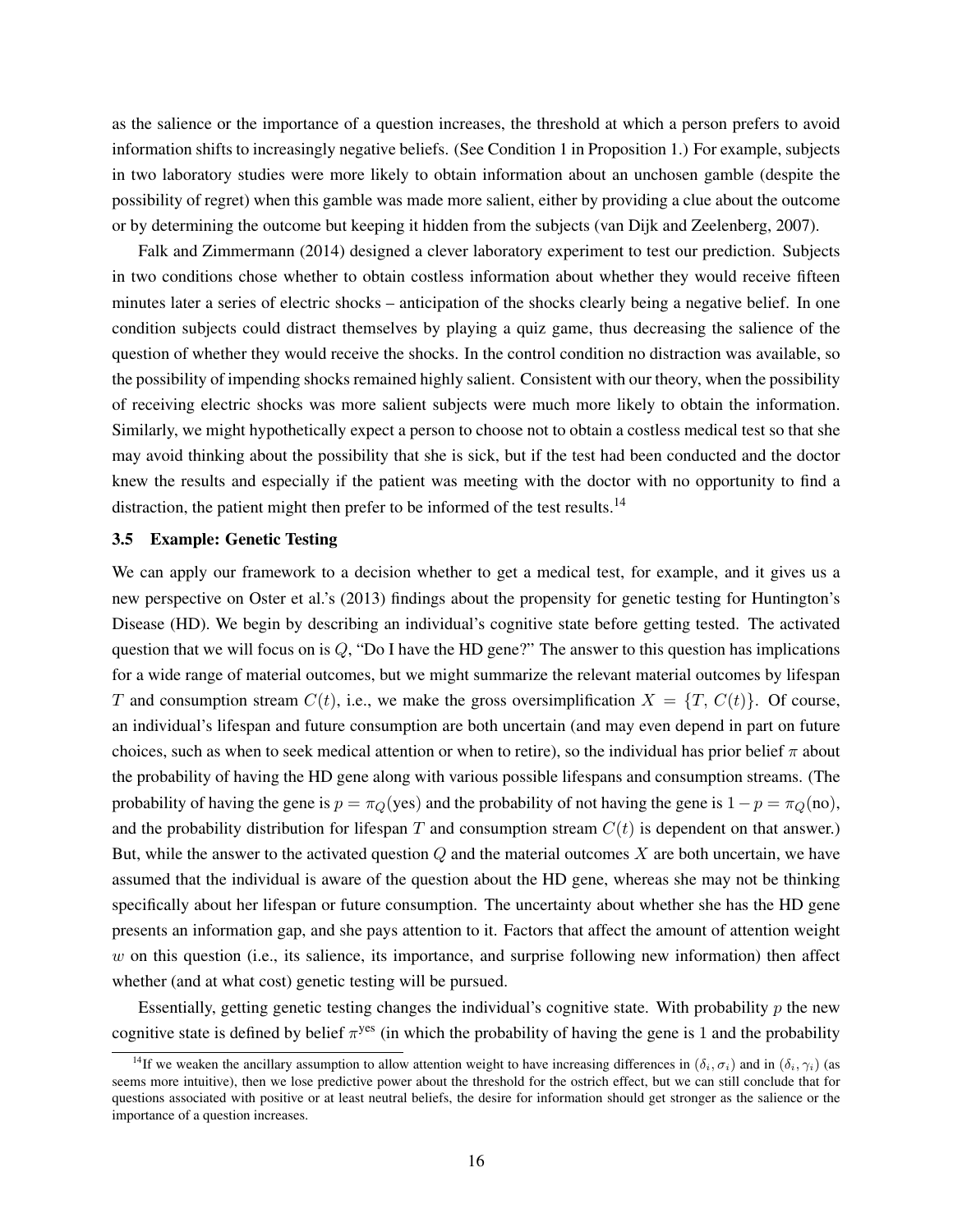as the salience or the importance of a question increases, the threshold at which a person prefers to avoid information shifts to increasingly negative beliefs. (See Condition 1 in Proposition 1.) For example, subjects in two laboratory studies were more likely to obtain information about an unchosen gamble (despite the possibility of regret) when this gamble was made more salient, either by providing a clue about the outcome or by determining the outcome but keeping it hidden from the subjects (van Dijk and Zeelenberg, 2007).

Falk and Zimmermann (2014) designed a clever laboratory experiment to test our prediction. Subjects in two conditions chose whether to obtain costless information about whether they would receive fifteen minutes later a series of electric shocks – anticipation of the shocks clearly being a negative belief. In one condition subjects could distract themselves by playing a quiz game, thus decreasing the salience of the question of whether they would receive the shocks. In the control condition no distraction was available, so the possibility of impending shocks remained highly salient. Consistent with our theory, when the possibility of receiving electric shocks was more salient subjects were much more likely to obtain the information. Similarly, we might hypothetically expect a person to choose not to obtain a costless medical test so that she may avoid thinking about the possibility that she is sick, but if the test had been conducted and the doctor knew the results and especially if the patient was meeting with the doctor with no opportunity to find a distraction, the patient might then prefer to be informed of the test results.[14]

### 3.5 Example: Genetic Testing

We can apply our framework to a decision whether to get a medical test, for example, and it gives us a new perspective on Oster et al.'s (2013) findings about the propensity for genetic testing for Huntington's Disease (HD). We begin by describing an individual's cognitive state before getting tested. The activated question that we will focus on is $Q$, "Do I have the HD gene?" The answer to this question has implications for a wide range of material outcomes, but we might summarize the relevant material outcomes by lifespan $T$ and consumption stream $C(t)$, i.e., we make the gross oversimplification $X = \{T, C(t)\}$. Of course, an individual's lifespan and future consumption are both uncertain (and may even depend in part on future choices, such as when to seek medical attention or when to retire), so the individual has prior belief $\pi$ about the probability of having the HD gene along with various possible lifespans and consumption streams. (The probability of having the gene is $p = \pi_Q(\text{yes})$ and the probability of not having the gene is $1 - p = \pi_Q(\text{no})$, and the probability distribution for lifespan $T$ and consumption stream $C(t)$ is dependent on that answer.) But, while the answer to the activated question $Q$ and the material outcomes $X$ are both uncertain, we have assumed that the individual is aware of the question about the HD gene, whereas she may not be thinking specifically about her lifespan or future consumption. The uncertainty about whether she has the HD gene presents an information gap, and she pays attention to it. Factors that affect the amount of attention weight $w$ on this question (i.e., its salience, its importance, and surprise following new information) then affect whether (and at what cost) genetic testing will be pursued.

Essentially, getting genetic testing changes the individual's cognitive state. With probability $p$ the new cognitive state is defined by belief $\pi^{\text{yes}}$ (in which the probability of having the gene is 1 and the probability

[14] If we weaken the ancillary assumption to allow attention weight to have increasing differences in $(\delta_i, \sigma_i)$ and in $(\delta_i, \gamma_i)$ (as seems more intuitive), then we lose predictive power about the threshold for the ostrich effect, but we can still conclude that for questions associated with positive or at least neutral beliefs, the desire for information should get stronger as the salience or the importance of a question increases.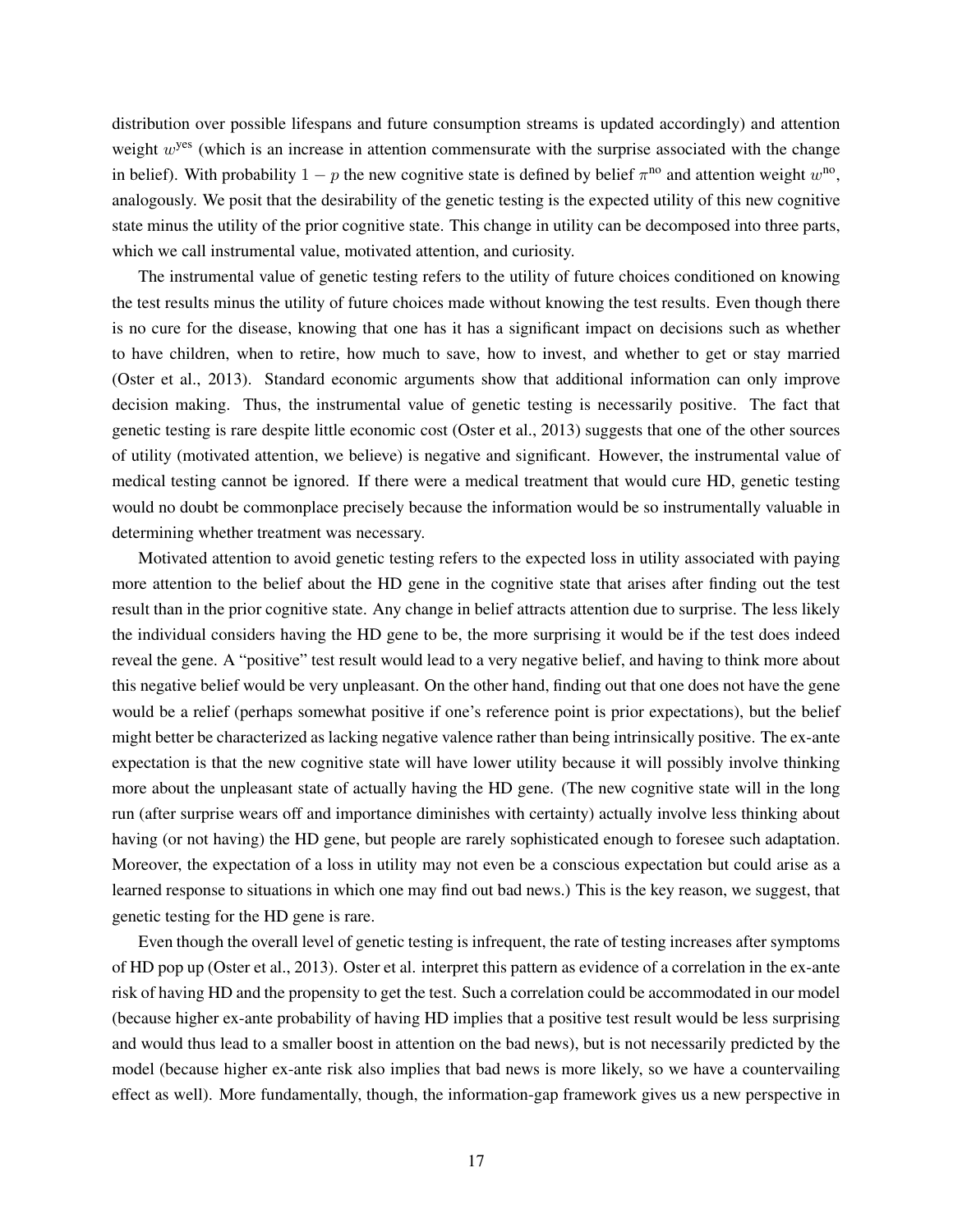distribution over possible lifespans and future consumption streams is updated accordingly) and attention weight $w^{\text{yes}}$ (which is an increase in attention commensurate with the surprise associated with the change in belief). With probability $1 - p$ the new cognitive state is defined by belief $\pi^{\text{no}}$ and attention weight $w^{\text{no}}$, analogously. We posit that the desirability of the genetic testing is the expected utility of this new cognitive state minus the utility of the prior cognitive state. This change in utility can be decomposed into three parts, which we call instrumental value, motivated attention, and curiosity.

The instrumental value of genetic testing refers to the utility of future choices conditioned on knowing the test results minus the utility of future choices made without knowing the test results. Even though there is no cure for the disease, knowing that one has it has a significant impact on decisions such as whether to have children, when to retire, how much to save, how to invest, and whether to get or stay married (Oster et al., 2013). Standard economic arguments show that additional information can only improve decision making. Thus, the instrumental value of genetic testing is necessarily positive. The fact that genetic testing is rare despite little economic cost (Oster et al., 2013) suggests that one of the other sources of utility (motivated attention, we believe) is negative and significant. However, the instrumental value of medical testing cannot be ignored. If there were a medical treatment that would cure HD, genetic testing would no doubt be commonplace precisely because the information would be so instrumentally valuable in determining whether treatment was necessary.

Motivated attention to avoid genetic testing refers to the expected loss in utility associated with paying more attention to the belief about the HD gene in the cognitive state that arises after finding out the test result than in the prior cognitive state. Any change in belief attracts attention due to surprise. The less likely the individual considers having the HD gene to be, the more surprising it would be if the test does indeed reveal the gene. A "positive" test result would lead to a very negative belief, and having to think more about this negative belief would be very unpleasant. On the other hand, finding out that one does not have the gene would be a relief (perhaps somewhat positive if one's reference point is prior expectations), but the belief might better be characterized as lacking negative valence rather than being intrinsically positive. The ex-ante expectation is that the new cognitive state will have lower utility because it will possibly involve thinking more about the unpleasant state of actually having the HD gene. (The new cognitive state will in the long run (after surprise wears off and importance diminishes with certainty) actually involve less thinking about having (or not having) the HD gene, but people are rarely sophisticated enough to foresee such adaptation. Moreover, the expectation of a loss in utility may not even be a conscious expectation but could arise as a learned response to situations in which one may find out bad news.) This is the key reason, we suggest, that genetic testing for the HD gene is rare.

Even though the overall level of genetic testing is infrequent, the rate of testing increases after symptoms of HD pop up (Oster et al., 2013). Oster et al. interpret this pattern as evidence of a correlation in the ex-ante risk of having HD and the propensity to get the test. Such a correlation could be accommodated in our model (because higher ex-ante probability of having HD implies that a positive test result would be less surprising and would thus lead to a smaller boost in attention on the bad news), but is not necessarily predicted by the model (because higher ex-ante risk also implies that bad news is more likely, so we have a countervailing effect as well). More fundamentally, though, the information-gap framework gives us a new perspective in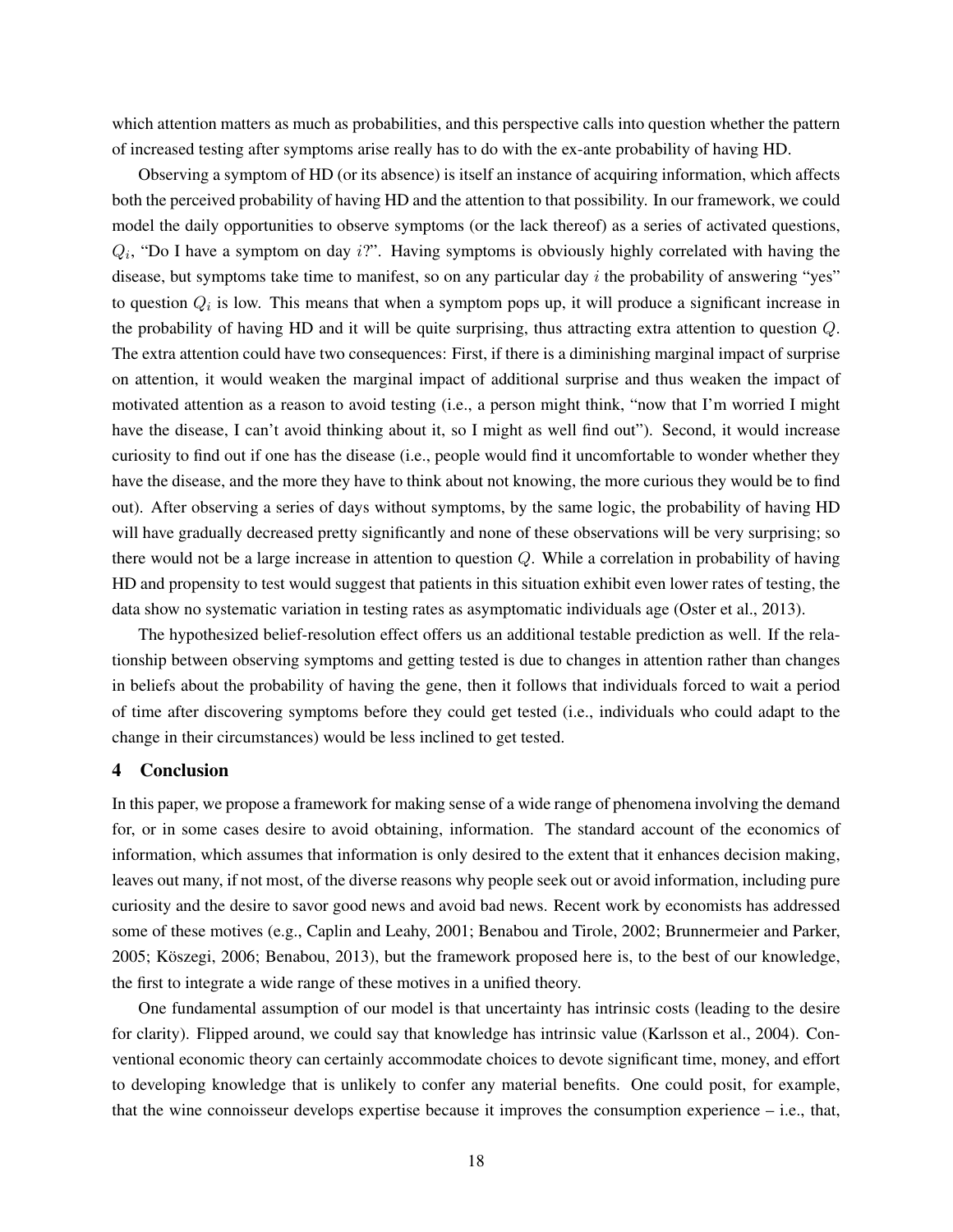which attention matters as much as probabilities, and this perspective calls into question whether the pattern of increased testing after symptoms arise really has to do with the ex-ante probability of having HD.

Observing a symptom of HD (or its absence) is itself an instance of acquiring information, which affects both the perceived probability of having HD and the attention to that possibility. In our framework, we could model the daily opportunities to observe symptoms (or the lack thereof) as a series of activated questions, $Q_i$, "Do I have a symptom on day $i$?". Having symptoms is obviously highly correlated with having the disease, but symptoms take time to manifest, so on any particular day $i$ the probability of answering "yes" to question $Q_i$ is low. This means that when a symptom pops up, it will produce a significant increase in the probability of having HD and it will be quite surprising, thus attracting extra attention to question $Q$. The extra attention could have two consequences: First, if there is a diminishing marginal impact of surprise on attention, it would weaken the marginal impact of additional surprise and thus weaken the impact of motivated attention as a reason to avoid testing (i.e., a person might think, "now that I'm worried I might have the disease, I can't avoid thinking about it, so I might as well find out"). Second, it would increase curiosity to find out if one has the disease (i.e., people would find it uncomfortable to wonder whether they have the disease, and the more they have to think about not knowing, the more curious they would be to find out). After observing a series of days without symptoms, by the same logic, the probability of having HD will have gradually decreased pretty significantly and none of these observations will be very surprising; so there would not be a large increase in attention to question $Q$. While a correlation in probability of having HD and propensity to test would suggest that patients in this situation exhibit even lower rates of testing, the data show no systematic variation in testing rates as asymptomatic individuals age (Oster et al., 2013).

The hypothesized belief-resolution effect offers us an additional testable prediction as well. If the relationship between observing symptoms and getting tested is due to changes in attention rather than changes in beliefs about the probability of having the gene, then it follows that individuals forced to wait a period of time after discovering symptoms before they could get tested (i.e., individuals who could adapt to the change in their circumstances) would be less inclined to get tested.

## 4 Conclusion

In this paper, we propose a framework for making sense of a wide range of phenomena involving the demand for, or in some cases desire to avoid obtaining, information. The standard account of the economics of information, which assumes that information is only desired to the extent that it enhances decision making, leaves out many, if not most, of the diverse reasons why people seek out or avoid information, including pure curiosity and the desire to savor good news and avoid bad news. Recent work by economists has addressed some of these motives (e.g., Caplin and Leahy, 2001; Benabou and Tirole, 2002; Brunnermeier and Parker, 2005; Köszegi, 2006; Benabou, 2013), but the framework proposed here is, to the best of our knowledge, the first to integrate a wide range of these motives in a unified theory.

One fundamental assumption of our model is that uncertainty has intrinsic costs (leading to the desire for clarity). Flipped around, we could say that knowledge has intrinsic value (Karlsson et al., 2004). Conventional economic theory can certainly accommodate choices to devote significant time, money, and effort to developing knowledge that is unlikely to confer any material benefits. One could posit, for example, that the wine connoisseur develops expertise because it improves the consumption experience – i.e., that,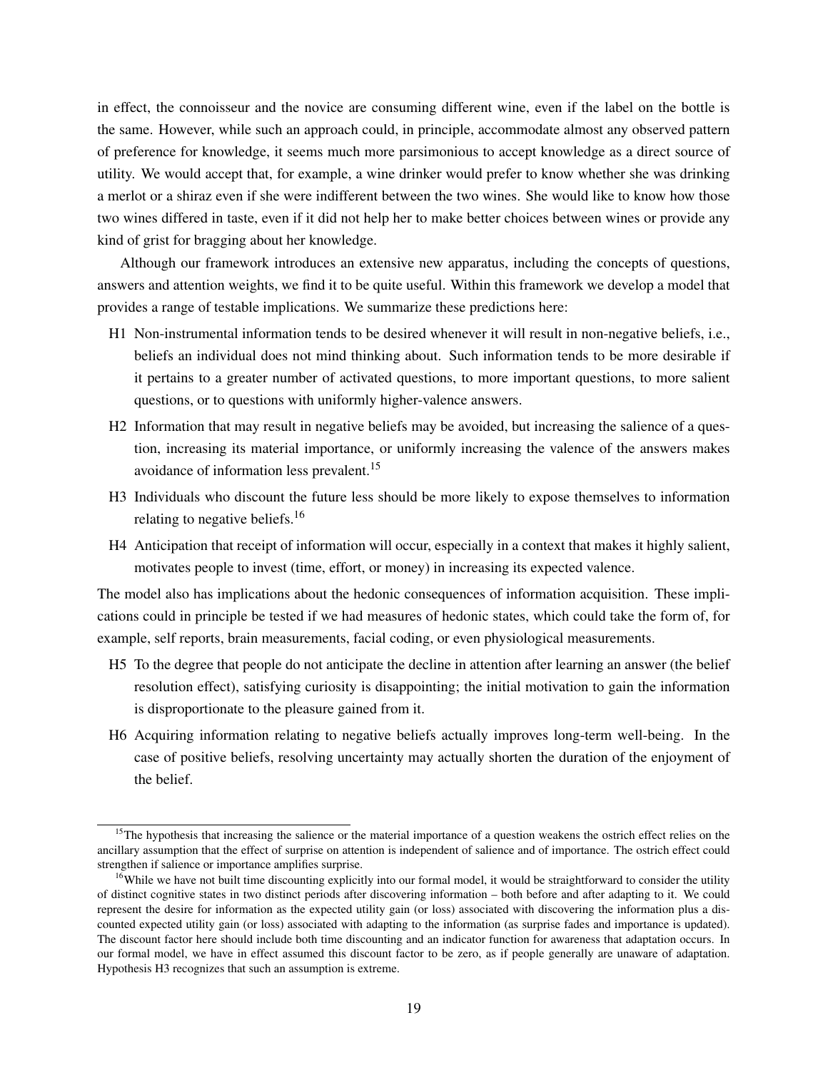in effect, the connoisseur and the novice are consuming different wine, even if the label on the bottle is the same. However, while such an approach could, in principle, accommodate almost any observed pattern of preference for knowledge, it seems much more parsimonious to accept knowledge as a direct source of utility. We would accept that, for example, a wine drinker would prefer to know whether she was drinking a merlot or a shiraz even if she were indifferent between the two wines. She would like to know how those two wines differed in taste, even if it did not help her to make better choices between wines or provide any kind of grist for bragging about her knowledge.

Although our framework introduces an extensive new apparatus, including the concepts of questions, answers and attention weights, we find it to be quite useful. Within this framework we develop a model that provides a range of testable implications. We summarize these predictions here:

- H1 Non-instrumental information tends to be desired whenever it will result in non-negative beliefs, i.e., beliefs an individual does not mind thinking about. Such information tends to be more desirable if it pertains to a greater number of activated questions, to more important questions, to more salient questions, or to questions with uniformly higher-valence answers.
- H2 Information that may result in negative beliefs may be avoided, but increasing the salience of a question, increasing its material importance, or uniformly increasing the valence of the answers makes avoidance of information less prevalent.[15]
- H3 Individuals who discount the future less should be more likely to expose themselves to information relating to negative beliefs.[16]
- H4 Anticipation that receipt of information will occur, especially in a context that makes it highly salient, motivates people to invest (time, effort, or money) in increasing its expected valence.

The model also has implications about the hedonic consequences of information acquisition. These implications could in principle be tested if we had measures of hedonic states, which could take the form of, for example, self reports, brain measurements, facial coding, or even physiological measurements.

- H5 To the degree that people do not anticipate the decline in attention after learning an answer (the belief resolution effect), satisfying curiosity is disappointing; the initial motivation to gain the information is disproportionate to the pleasure gained from it.
- H6 Acquiring information relating to negative beliefs actually improves long-term well-being. In the case of positive beliefs, resolving uncertainty may actually shorten the duration of the enjoyment of the belief.

[15] The hypothesis that increasing the salience or the material importance of a question weakens the ostrich effect relies on the ancillary assumption that the effect of surprise on attention is independent of salience and of importance. The ostrich effect could strengthen if salience or importance amplifies surprise.

[16] While we have not built time discounting explicitly into our formal model, it would be straightforward to consider the utility of distinct cognitive states in two distinct periods after discovering information – both before and after adapting to it. We could represent the desire for information as the expected utility gain (or loss) associated with discovering the information plus a discounted expected utility gain (or loss) associated with adapting to the information (as surprise fades and importance is updated). The discount factor here should include both time discounting and an indicator function for awareness that adaptation occurs. In our formal model, we have in effect assumed this discount factor to be zero, as if people generally are unaware of adaptation. Hypothesis H3 recognizes that such an assumption is extreme.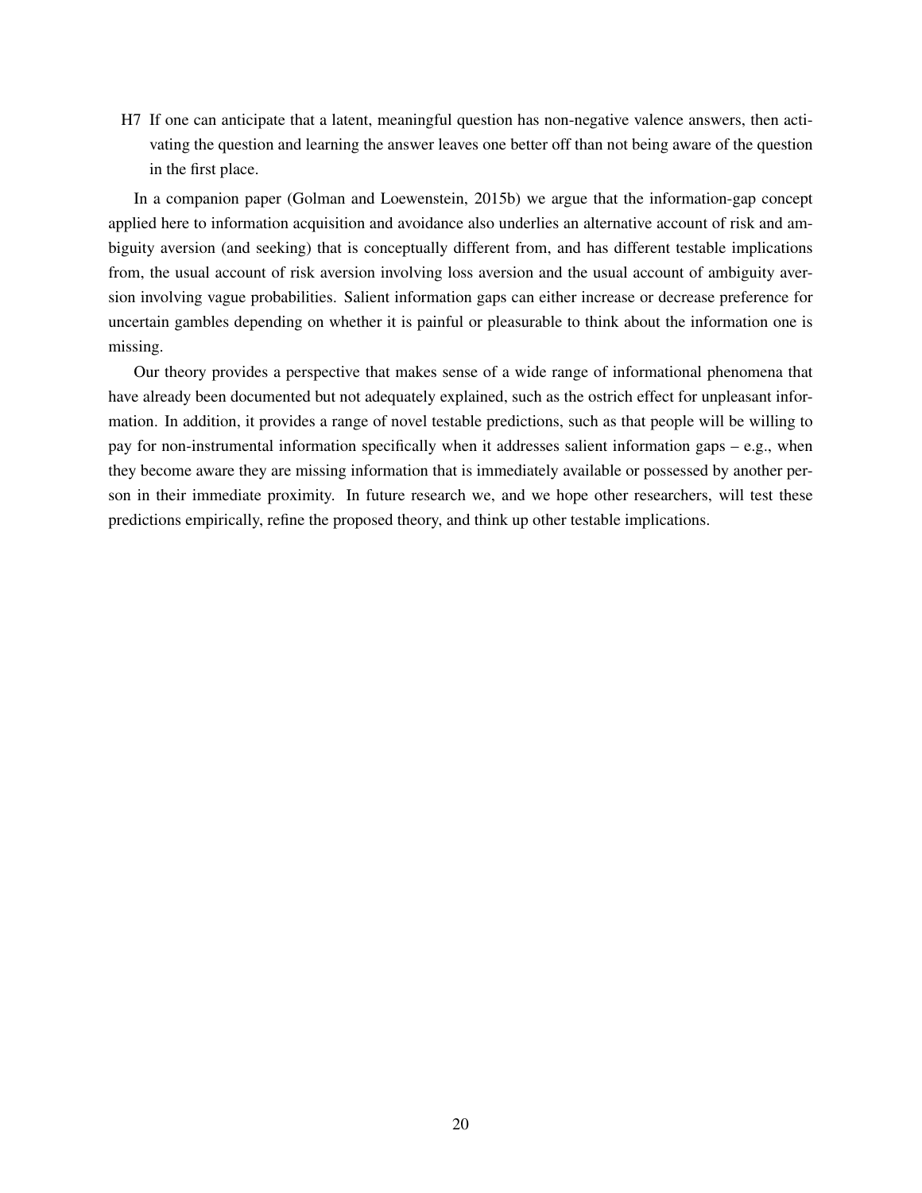H7 If one can anticipate that a latent, meaningful question has non-negative valence answers, then activating the question and learning the answer leaves one better off than not being aware of the question in the first place.

In a companion paper (Golman and Loewenstein, 2015b) we argue that the information-gap concept applied here to information acquisition and avoidance also underlies an alternative account of risk and ambiguity aversion (and seeking) that is conceptually different from, and has different testable implications from, the usual account of risk aversion involving loss aversion and the usual account of ambiguity aversion involving vague probabilities. Salient information gaps can either increase or decrease preference for uncertain gambles depending on whether it is painful or pleasurable to think about the information one is missing.

Our theory provides a perspective that makes sense of a wide range of informational phenomena that have already been documented but not adequately explained, such as the ostrich effect for unpleasant information. In addition, it provides a range of novel testable predictions, such as that people will be willing to pay for non-instrumental information specifically when it addresses salient information gaps – e.g., when they become aware they are missing information that is immediately available or possessed by another person in their immediate proximity. In future research we, and we hope other researchers, will test these predictions empirically, refine the proposed theory, and think up other testable implications.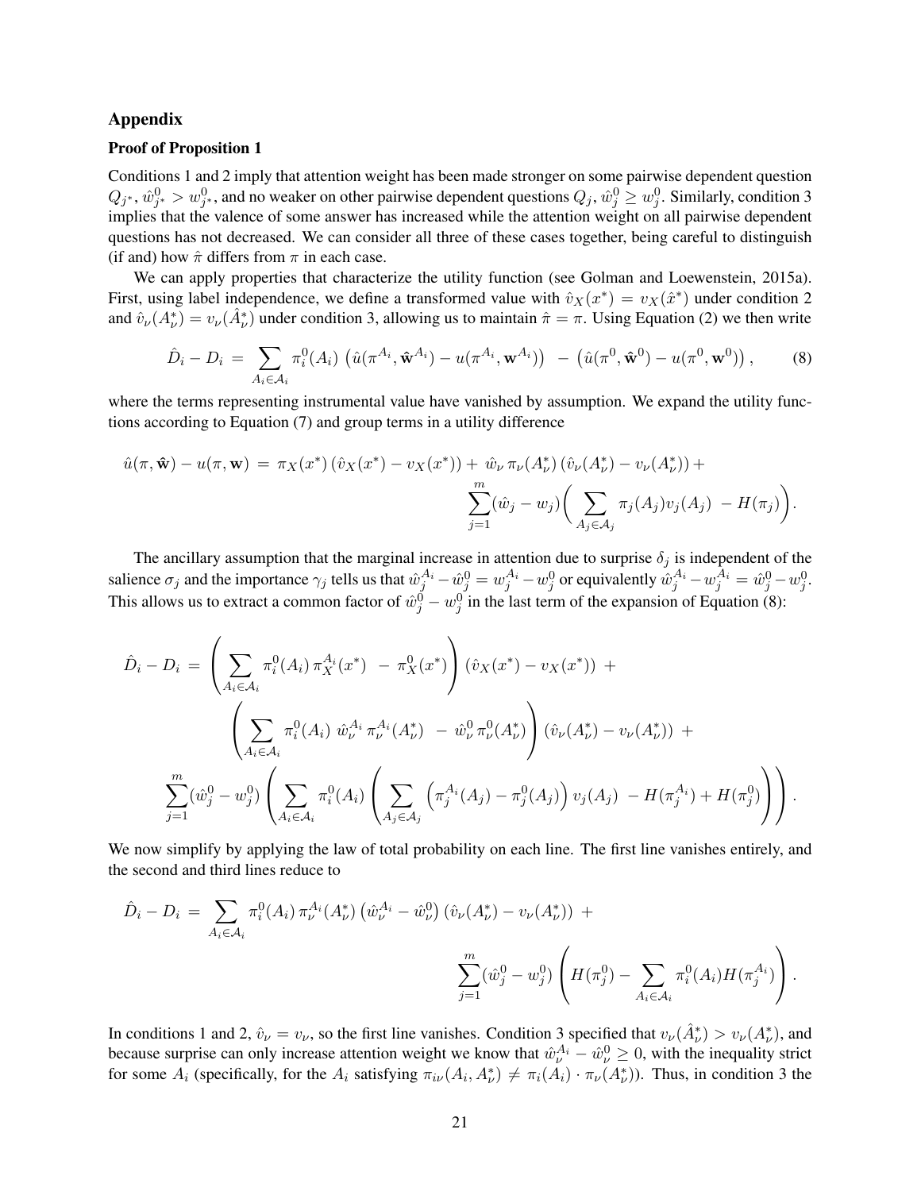## Appendix

### Proof of Proposition 1

Conditions 1 and 2 imply that attention weight has been made stronger on some pairwise dependent question $Q_{j^*}$, $\hat{w}^0_{j^*} > w^0_{j^*}$, and no weaker on other pairwise dependent questions $Q_j$, $\hat{w}^0_j \geq w^0_j$. Similarly, condition 3 implies that the valence of some answer has increased while the attention weight on all pairwise dependent questions has not decreased. We can consider all three of these cases together, being careful to distinguish (if and) how $\hat{\pi}$ differs from $\pi$ in each case.

We can apply properties that characterize the utility function (see Golman and Loewenstein, 2015a). First, using label independence, we define a transformed value with $\hat{v}_X(x^*) = v_X(\hat{x}^*)$ under condition 2 and $\hat{v}_\nu(A^*_\nu) = v_\nu(\hat{A}^*_\nu)$ under condition 3, allowing us to maintain $\hat{\pi} = \pi$. Using Equation (2) we then write

$$\hat{D}_i - D_i \;=\; \sum_{A_i \in \mathcal{A}_i} \pi^0_i(A_i)\, \left(\hat{u}(\pi^{A_i}, \hat{\mathbf{w}}^{A_i}) - u(\pi^{A_i}, \mathbf{w}^{A_i})\right) \;-\; \left(\hat{u}(\pi^0, \hat{\mathbf{w}}^0) - u(\pi^0, \mathbf{w}^0)\right), \tag{8}$$

where the terms representing instrumental value have vanished by assumption. We expand the utility functions according to Equation (7) and group terms in a utility difference

$$\hat{u}(\pi, \hat{\mathbf{w}}) - u(\pi, \mathbf{w}) \;=\; \pi_X(x^*)\left(\hat{v}_X(x^*) - v_X(x^*)\right) + \,\hat{w}_\nu\, \pi_\nu(A^*_\nu)\left(\hat{v}_\nu(A^*_\nu) - v_\nu(A^*_\nu)\right) + \sum_{j=1}^{m} (\hat{w}_j - w_j)\Bigg(\sum_{A_j \in \mathcal{A}_j} \pi_j(A_j) v_j(A_j) \;-\; H(\pi_j)\Bigg).$$

The ancillary assumption that the marginal increase in attention due to surprise $\delta_j$ is independent of the salience $\sigma_j$ and the importance $\gamma_j$ tells us that $\hat{w}^{A_i}_j - \hat{w}^0_j = w^{A_i}_j - w^0_j$ or equivalently $\hat{w}^{A_i}_j - w^{A_i}_j = \hat{w}^0_j - w^0_j$. This allows us to extract a common factor of $\hat{w}^0_j - w^0_j$ in the last term of the expansion of Equation (8):

$$\begin{aligned}
\hat{D}_i - D_i \;=\; &\left(\sum_{A_i \in \mathcal{A}_i} \pi^0_i(A_i)\, \pi^{A_i}_X(x^*) \;-\; \pi^0_X(x^*)\right)\left(\hat{v}_X(x^*) - v_X(x^*)\right) \;+ \\
&\left(\sum_{A_i \in \mathcal{A}_i} \pi^0_i(A_i)\;\hat{w}^{A_i}_\nu\, \pi^{A_i}_\nu(A^*_\nu) \;-\; \hat{w}^0_\nu\, \pi^0_\nu(A^*_\nu)\right)\left(\hat{v}_\nu(A^*_\nu) - v_\nu(A^*_\nu)\right) \;+ \\
&\sum_{j=1}^{m} (\hat{w}^0_j - w^0_j)\left(\sum_{A_i \in \mathcal{A}_i} \pi^0_i(A_i)\left(\sum_{A_j \in \mathcal{A}_j} \left(\pi^{A_i}_j(A_j) - \pi^0_j(A_j)\right) v_j(A_j) \;-\; H(\pi^{A_i}_j) + H(\pi^0_j)\right)\right).
\end{aligned}$$

We now simplify by applying the law of total probability on each line. The first line vanishes entirely, and the second and third lines reduce to

$$\hat{D}_i - D_i \;=\; \sum_{A_i \in \mathcal{A}_i} \pi^0_i(A_i)\, \pi^{A_i}_\nu(A^*_\nu)\left(\hat{w}^{A_i}_\nu - \hat{w}^0_\nu\right)\left(\hat{v}_\nu(A^*_\nu) - v_\nu(A^*_\nu)\right) \;+ \sum_{j=1}^{m} (\hat{w}^0_j - w^0_j)\left(H(\pi^0_j) - \sum_{A_i \in \mathcal{A}_i} \pi^0_i(A_i) H(\pi^{A_i}_j)\right).$$

In conditions 1 and 2, $\hat{v}_\nu = v_\nu$, so the first line vanishes. Condition 3 specified that $v_\nu(\hat{A}^*_\nu) > v_\nu(A^*_\nu)$, and because surprise can only increase attention weight we know that $\hat{w}^{A_i}_\nu - \hat{w}^0_\nu \geq 0$, with the inequality strict for some $A_i$ (specifically, for the $A_i$ satisfying $\pi_{i\nu}(A_i, A^*_\nu) \neq \pi_i(A_i) \cdot \pi_\nu(A^*_\nu)$). Thus, in condition 3 the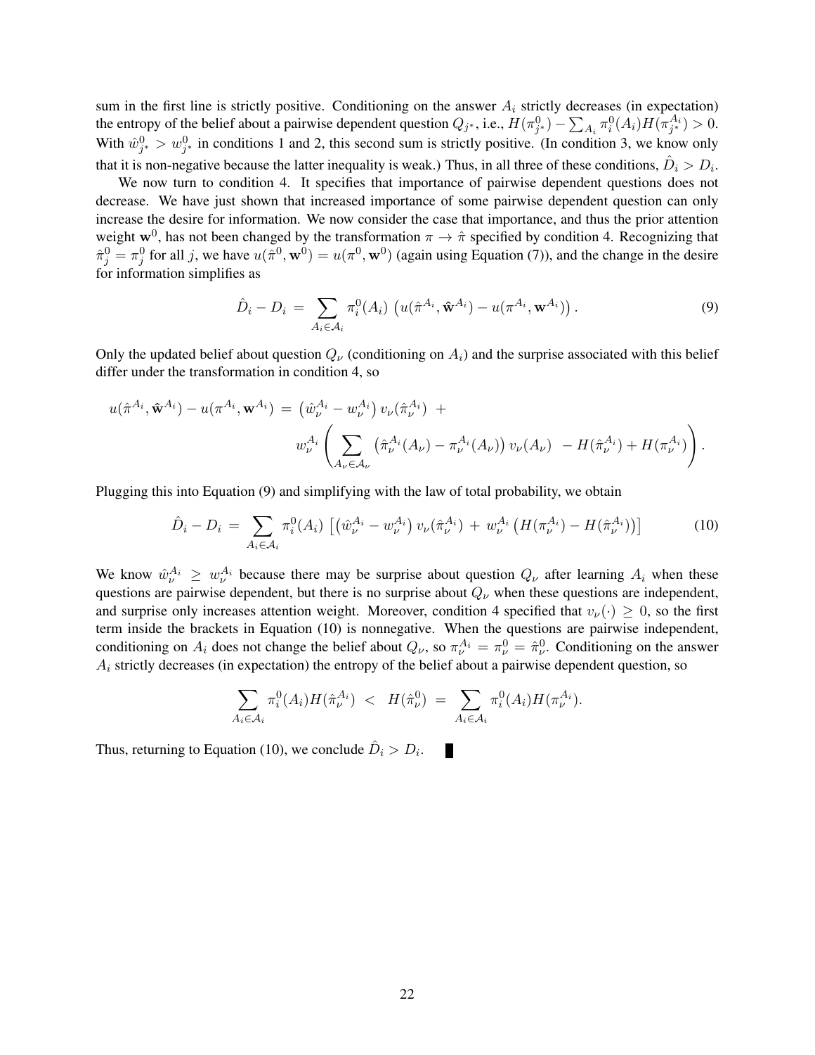sum in the first line is strictly positive. Conditioning on the answer $A_i$ strictly decreases (in expectation) the entropy of the belief about a pairwise dependent question $Q_{j^*}$, i.e., $H(\pi^0_{j^*}) - \sum_{A_i} \pi^0_i(A_i) H(\pi^{A_i}_{j^*}) > 0$. With $\hat{w}^0_{j^*} > w^0_{j^*}$ in conditions 1 and 2, this second sum is strictly positive. (In condition 3, we know only that it is non-negative because the latter inequality is weak.) Thus, in all three of these conditions, $\hat{D}_i > D_i$.

We now turn to condition 4. It specifies that importance of pairwise dependent questions does not decrease. We have just shown that increased importance of some pairwise dependent question can only increase the desire for information. We now consider the case that importance, and thus the prior attention weight $\mathbf{w}^0$, has not been changed by the transformation $\pi \to \hat{\pi}$ specified by condition 4. Recognizing that $\hat{\pi}^0_j = \pi^0_j$ for all $j$, we have $u(\hat{\pi}^0, \mathbf{w}^0) = u(\pi^0, \mathbf{w}^0)$ (again using Equation (7)), and the change in the desire for information simplifies as

$$\hat{D}_i - D_i \;=\; \sum_{A_i \in \mathcal{A}_i} \pi^0_i(A_i) \left( u(\hat{\pi}^{A_i}, \hat{\mathbf{w}}^{A_i}) - u(\pi^{A_i}, \mathbf{w}^{A_i}) \right). \tag{9}$$

Only the updated belief about question $Q_\nu$ (conditioning on $A_i$) and the surprise associated with this belief differ under the transformation in condition 4, so

$$u(\hat{\pi}^{A_i}, \hat{\mathbf{w}}^{A_i}) - u(\pi^{A_i}, \mathbf{w}^{A_i}) \;=\; \left( \hat{w}^{A_i}_\nu - w^{A_i}_\nu \right) v_\nu(\hat{\pi}^{A_i}_\nu) \;+\; w^{A_i}_\nu \left( \sum_{A_\nu \in \mathcal{A}_\nu} \left( \hat{\pi}^{A_i}_\nu(A_\nu) - \pi^{A_i}_\nu(A_\nu) \right) v_\nu(A_\nu) \;\; - H(\hat{\pi}^{A_i}_\nu) + H(\pi^{A_i}_\nu) \right).$$

Plugging this into Equation (9) and simplifying with the law of total probability, we obtain

$$\hat{D}_i - D_i \;=\; \sum_{A_i \in \mathcal{A}_i} \pi^0_i(A_i) \left[ \left( \hat{w}^{A_i}_\nu - w^{A_i}_\nu \right) v_\nu(\hat{\pi}^{A_i}_\nu) \;+\; w^{A_i}_\nu \left( H(\pi^{A_i}_\nu) - H(\hat{\pi}^{A_i}_\nu) \right) \right] \tag{10}$$

We know $\hat{w}^{A_i}_\nu \geq w^{A_i}_\nu$ because there may be surprise about question $Q_\nu$ after learning $A_i$ when these questions are pairwise dependent, but there is no surprise about $Q_\nu$ when these questions are independent, and surprise only increases attention weight. Moreover, condition 4 specified that $v_\nu(\cdot) \geq 0$, so the first term inside the brackets in Equation (10) is nonnegative. When the questions are pairwise independent, conditioning on $A_i$ does not change the belief about $Q_\nu$, so $\pi^{A_i}_\nu = \pi^0_\nu = \hat{\pi}^0_\nu$. Conditioning on the answer $A_i$ strictly decreases (in expectation) the entropy of the belief about a pairwise dependent question, so

$$\sum_{A_i \in \mathcal{A}_i} \pi^0_i(A_i) H(\hat{\pi}^{A_i}_\nu) \;<\; H(\hat{\pi}^0_\nu) \;=\; \sum_{A_i \in \mathcal{A}_i} \pi^0_i(A_i) H(\pi^{A_i}_\nu).$$

Thus, returning to Equation (10), we conclude $\hat{D}_i > D_i$. ∎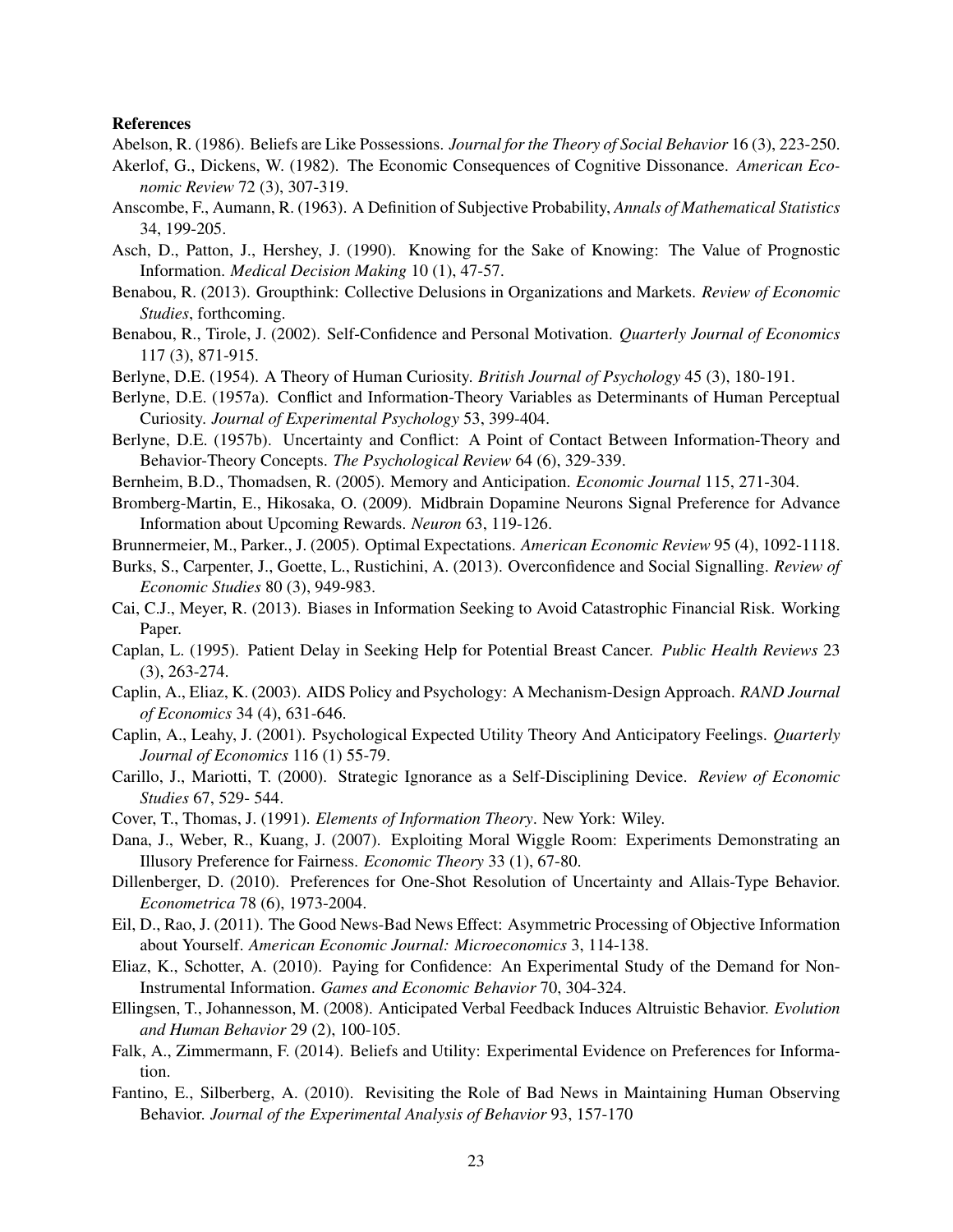**References**

Abelson, R. (1986). Beliefs are Like Possessions. *Journal for the Theory of Social Behavior* 16 (3), 223-250.

Akerlof, G., Dickens, W. (1982). The Economic Consequences of Cognitive Dissonance. *American Economic Review* 72 (3), 307-319.

Anscombe, F., Aumann, R. (1963). A Definition of Subjective Probability, *Annals of Mathematical Statistics* 34, 199-205.

Asch, D., Patton, J., Hershey, J. (1990). Knowing for the Sake of Knowing: The Value of Prognostic Information. *Medical Decision Making* 10 (1), 47-57.

Benabou, R. (2013). Groupthink: Collective Delusions in Organizations and Markets. *Review of Economic Studies*, forthcoming.

Benabou, R., Tirole, J. (2002). Self-Confidence and Personal Motivation. *Quarterly Journal of Economics* 117 (3), 871-915.

Berlyne, D.E. (1954). A Theory of Human Curiosity. *British Journal of Psychology* 45 (3), 180-191.

Berlyne, D.E. (1957a). Conflict and Information-Theory Variables as Determinants of Human Perceptual Curiosity. *Journal of Experimental Psychology* 53, 399-404.

Berlyne, D.E. (1957b). Uncertainty and Conflict: A Point of Contact Between Information-Theory and Behavior-Theory Concepts. *The Psychological Review* 64 (6), 329-339.

Bernheim, B.D., Thomadsen, R. (2005). Memory and Anticipation. *Economic Journal* 115, 271-304.

Bromberg-Martin, E., Hikosaka, O. (2009). Midbrain Dopamine Neurons Signal Preference for Advance Information about Upcoming Rewards. *Neuron* 63, 119-126.

Brunnermeier, M., Parker., J. (2005). Optimal Expectations. *American Economic Review* 95 (4), 1092-1118.

Burks, S., Carpenter, J., Goette, L., Rustichini, A. (2013). Overconfidence and Social Signalling. *Review of Economic Studies* 80 (3), 949-983.

Cai, C.J., Meyer, R. (2013). Biases in Information Seeking to Avoid Catastrophic Financial Risk. Working Paper.

Caplan, L. (1995). Patient Delay in Seeking Help for Potential Breast Cancer. *Public Health Reviews* 23 (3), 263-274.

Caplin, A., Eliaz, K. (2003). AIDS Policy and Psychology: A Mechanism-Design Approach. *RAND Journal of Economics* 34 (4), 631-646.

Caplin, A., Leahy, J. (2001). Psychological Expected Utility Theory And Anticipatory Feelings. *Quarterly Journal of Economics* 116 (1) 55-79.

Carillo, J., Mariotti, T. (2000). Strategic Ignorance as a Self-Disciplining Device. *Review of Economic Studies* 67, 529- 544.

Cover, T., Thomas, J. (1991). *Elements of Information Theory*. New York: Wiley.

Dana, J., Weber, R., Kuang, J. (2007). Exploiting Moral Wiggle Room: Experiments Demonstrating an Illusory Preference for Fairness. *Economic Theory* 33 (1), 67-80.

Dillenberger, D. (2010). Preferences for One-Shot Resolution of Uncertainty and Allais-Type Behavior. *Econometrica* 78 (6), 1973-2004.

Eil, D., Rao, J. (2011). The Good News-Bad News Effect: Asymmetric Processing of Objective Information about Yourself. *American Economic Journal: Microeconomics* 3, 114-138.

Eliaz, K., Schotter, A. (2010). Paying for Confidence: An Experimental Study of the Demand for Non-Instrumental Information. *Games and Economic Behavior* 70, 304-324.

Ellingsen, T., Johannesson, M. (2008). Anticipated Verbal Feedback Induces Altruistic Behavior. *Evolution and Human Behavior* 29 (2), 100-105.

Falk, A., Zimmermann, F. (2014). Beliefs and Utility: Experimental Evidence on Preferences for Information.

Fantino, E., Silberberg, A. (2010). Revisiting the Role of Bad News in Maintaining Human Observing Behavior. *Journal of the Experimental Analysis of Behavior* 93, 157-170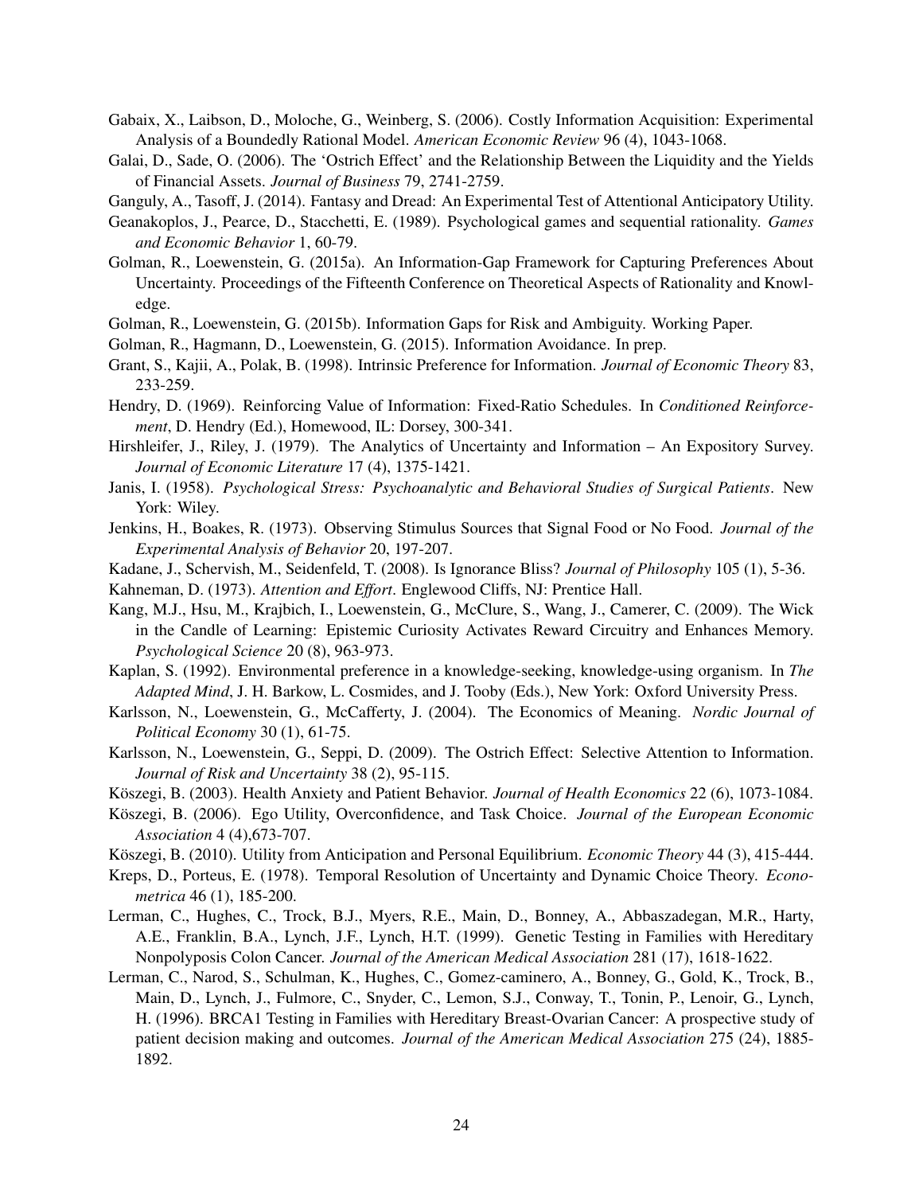Gabaix, X., Laibson, D., Moloche, G., Weinberg, S. (2006). Costly Information Acquisition: Experimental Analysis of a Boundedly Rational Model. *American Economic Review* 96 (4), 1043-1068.

Galai, D., Sade, O. (2006). The 'Ostrich Effect' and the Relationship Between the Liquidity and the Yields of Financial Assets. *Journal of Business* 79, 2741-2759.

Ganguly, A., Tasoff, J. (2014). Fantasy and Dread: An Experimental Test of Attentional Anticipatory Utility.

Geanakoplos, J., Pearce, D., Stacchetti, E. (1989). Psychological games and sequential rationality. *Games and Economic Behavior* 1, 60-79.

Golman, R., Loewenstein, G. (2015a). An Information-Gap Framework for Capturing Preferences About Uncertainty. Proceedings of the Fifteenth Conference on Theoretical Aspects of Rationality and Knowledge.

Golman, R., Loewenstein, G. (2015b). Information Gaps for Risk and Ambiguity. Working Paper.

Golman, R., Hagmann, D., Loewenstein, G. (2015). Information Avoidance. In prep.

Grant, S., Kajii, A., Polak, B. (1998). Intrinsic Preference for Information. *Journal of Economic Theory* 83, 233-259.

Hendry, D. (1969). Reinforcing Value of Information: Fixed-Ratio Schedules. In *Conditioned Reinforcement*, D. Hendry (Ed.), Homewood, IL: Dorsey, 300-341.

Hirshleifer, J., Riley, J. (1979). The Analytics of Uncertainty and Information – An Expository Survey. *Journal of Economic Literature* 17 (4), 1375-1421.

Janis, I. (1958). *Psychological Stress: Psychoanalytic and Behavioral Studies of Surgical Patients*. New York: Wiley.

Jenkins, H., Boakes, R. (1973). Observing Stimulus Sources that Signal Food or No Food. *Journal of the Experimental Analysis of Behavior* 20, 197-207.

Kadane, J., Schervish, M., Seidenfeld, T. (2008). Is Ignorance Bliss? *Journal of Philosophy* 105 (1), 5-36.

Kahneman, D. (1973). *Attention and Effort*. Englewood Cliffs, NJ: Prentice Hall.

Kang, M.J., Hsu, M., Krajbich, I., Loewenstein, G., McClure, S., Wang, J., Camerer, C. (2009). The Wick in the Candle of Learning: Epistemic Curiosity Activates Reward Circuitry and Enhances Memory. *Psychological Science* 20 (8), 963-973.

Kaplan, S. (1992). Environmental preference in a knowledge-seeking, knowledge-using organism. In *The Adapted Mind*, J. H. Barkow, L. Cosmides, and J. Tooby (Eds.), New York: Oxford University Press.

Karlsson, N., Loewenstein, G., McCafferty, J. (2004). The Economics of Meaning. *Nordic Journal of Political Economy* 30 (1), 61-75.

Karlsson, N., Loewenstein, G., Seppi, D. (2009). The Ostrich Effect: Selective Attention to Information. *Journal of Risk and Uncertainty* 38 (2), 95-115.

Köszegi, B. (2003). Health Anxiety and Patient Behavior. *Journal of Health Economics* 22 (6), 1073-1084.

Köszegi, B. (2006). Ego Utility, Overconfidence, and Task Choice. *Journal of the European Economic Association* 4 (4),673-707.

Köszegi, B. (2010). Utility from Anticipation and Personal Equilibrium. *Economic Theory* 44 (3), 415-444.

Kreps, D., Porteus, E. (1978). Temporal Resolution of Uncertainty and Dynamic Choice Theory. *Econometrica* 46 (1), 185-200.

Lerman, C., Hughes, C., Trock, B.J., Myers, R.E., Main, D., Bonney, A., Abbaszadegan, M.R., Harty, A.E., Franklin, B.A., Lynch, J.F., Lynch, H.T. (1999). Genetic Testing in Families with Hereditary Nonpolyposis Colon Cancer. *Journal of the American Medical Association* 281 (17), 1618-1622.

Lerman, C., Narod, S., Schulman, K., Hughes, C., Gomez-caminero, A., Bonney, G., Gold, K., Trock, B., Main, D., Lynch, J., Fulmore, C., Snyder, C., Lemon, S.J., Conway, T., Tonin, P., Lenoir, G., Lynch, H. (1996). BRCA1 Testing in Families with Hereditary Breast-Ovarian Cancer: A prospective study of patient decision making and outcomes. *Journal of the American Medical Association* 275 (24), 1885-1892.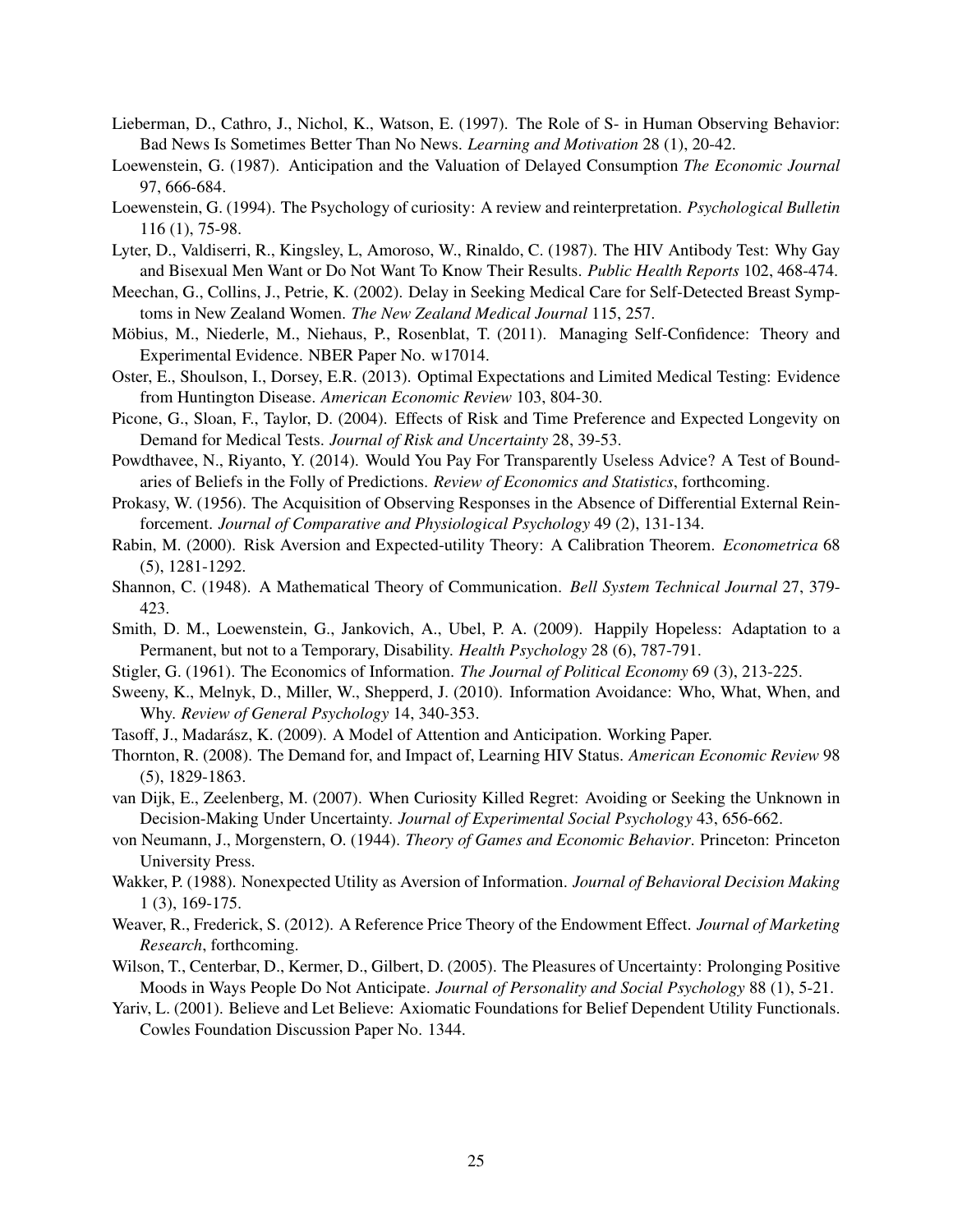Lieberman, D., Cathro, J., Nichol, K., Watson, E. (1997). The Role of S- in Human Observing Behavior: Bad News Is Sometimes Better Than No News. *Learning and Motivation* 28 (1), 20-42.

Loewenstein, G. (1987). Anticipation and the Valuation of Delayed Consumption *The Economic Journal* 97, 666-684.

Loewenstein, G. (1994). The Psychology of curiosity: A review and reinterpretation. *Psychological Bulletin* 116 (1), 75-98.

Lyter, D., Valdiserri, R., Kingsley, L, Amoroso, W., Rinaldo, C. (1987). The HIV Antibody Test: Why Gay and Bisexual Men Want or Do Not Want To Know Their Results. *Public Health Reports* 102, 468-474.

Meechan, G., Collins, J., Petrie, K. (2002). Delay in Seeking Medical Care for Self-Detected Breast Symptoms in New Zealand Women. *The New Zealand Medical Journal* 115, 257.

Möbius, M., Niederle, M., Niehaus, P., Rosenblat, T. (2011). Managing Self-Confidence: Theory and Experimental Evidence. NBER Paper No. w17014.

Oster, E., Shoulson, I., Dorsey, E.R. (2013). Optimal Expectations and Limited Medical Testing: Evidence from Huntington Disease. *American Economic Review* 103, 804-30.

Picone, G., Sloan, F., Taylor, D. (2004). Effects of Risk and Time Preference and Expected Longevity on Demand for Medical Tests. *Journal of Risk and Uncertainty* 28, 39-53.

Powdthavee, N., Riyanto, Y. (2014). Would You Pay For Transparently Useless Advice? A Test of Boundaries of Beliefs in the Folly of Predictions. *Review of Economics and Statistics*, forthcoming.

Prokasy, W. (1956). The Acquisition of Observing Responses in the Absence of Differential External Reinforcement. *Journal of Comparative and Physiological Psychology* 49 (2), 131-134.

Rabin, M. (2000). Risk Aversion and Expected-utility Theory: A Calibration Theorem. *Econometrica* 68 (5), 1281-1292.

Shannon, C. (1948). A Mathematical Theory of Communication. *Bell System Technical Journal* 27, 379-423.

Smith, D. M., Loewenstein, G., Jankovich, A., Ubel, P. A. (2009). Happily Hopeless: Adaptation to a Permanent, but not to a Temporary, Disability. *Health Psychology* 28 (6), 787-791.

Stigler, G. (1961). The Economics of Information. *The Journal of Political Economy* 69 (3), 213-225.

Sweeny, K., Melnyk, D., Miller, W., Shepperd, J. (2010). Information Avoidance: Who, What, When, and Why. *Review of General Psychology* 14, 340-353.

Tasoff, J., Madarász, K. (2009). A Model of Attention and Anticipation. Working Paper.

Thornton, R. (2008). The Demand for, and Impact of, Learning HIV Status. *American Economic Review* 98 (5), 1829-1863.

van Dijk, E., Zeelenberg, M. (2007). When Curiosity Killed Regret: Avoiding or Seeking the Unknown in Decision-Making Under Uncertainty. *Journal of Experimental Social Psychology* 43, 656-662.

von Neumann, J., Morgenstern, O. (1944). *Theory of Games and Economic Behavior*. Princeton: Princeton University Press.

Wakker, P. (1988). Nonexpected Utility as Aversion of Information. *Journal of Behavioral Decision Making* 1 (3), 169-175.

Weaver, R., Frederick, S. (2012). A Reference Price Theory of the Endowment Effect. *Journal of Marketing Research*, forthcoming.

Wilson, T., Centerbar, D., Kermer, D., Gilbert, D. (2005). The Pleasures of Uncertainty: Prolonging Positive Moods in Ways People Do Not Anticipate. *Journal of Personality and Social Psychology* 88 (1), 5-21.

Yariv, L. (2001). Believe and Let Believe: Axiomatic Foundations for Belief Dependent Utility Functionals. Cowles Foundation Discussion Paper No. 1344.